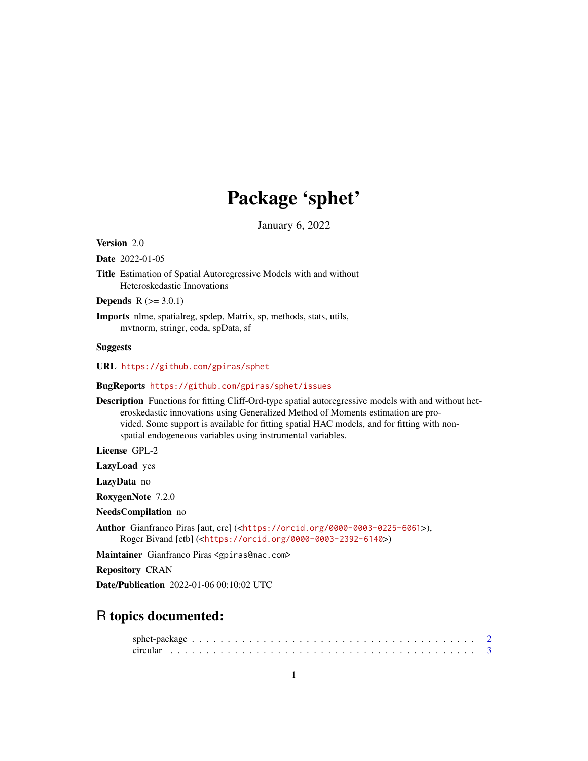# Package 'sphet'

January 6, 2022

**Version** 2.0

**Date** 2022-01-05

**Title** Estimation of Spatial Autoregressive Models with and without Heteroskedastic Innovations

**Depends** R (>= 3.0.1)

**Imports** nlme, spatialreg, spdep, Matrix, sp, methods, stats, utils, mvtnorm, stringr, coda, spData, sf

**Suggests**

**URL** https://github.com/gpiras/sphet

**BugReports** https://github.com/gpiras/sphet/issues

**Description** Functions for fitting Cliff-Ord-type spatial autoregressive models with and without heteroskedastic innovations using Generalized Method of Moments estimation are provided. Some support is available for fitting spatial HAC models, and for fitting with non-spatial endogeneous variables using instrumental variables.

**License** GPL-2

**LazyLoad** yes

**LazyData** no

**RoxygenNote** 7.2.0

**NeedsCompilation** no

**Author** Gianfranco Piras [aut, cre] (<https://orcid.org/0000-0003-0225-6061>), Roger Bivand [ctb] (<https://orcid.org/0000-0003-2392-6140>)

**Maintainer** Gianfranco Piras <gpiras@mac.com>

**Repository** CRAN

**Date/Publication** 2022-01-06 00:10:02 UTC

## R topics documented:

sphet-package . . . . . . . . . . . . . . . . . . . . . . . . . . . . . . . . . . . . . . . . 2
circular . . . . . . . . . . . . . . . . . . . . . . . . . . . . . . . . . . . . . . . . . . . 3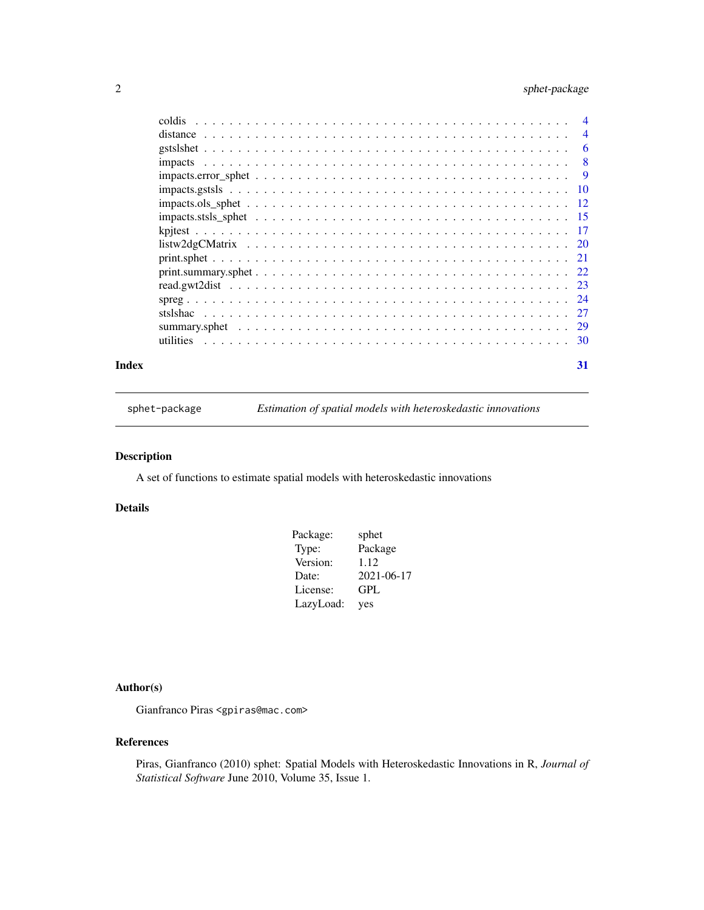coldis . . . . . . . . . . . . . . . . . . . . . . . . . . . . . . . . . . . . . . . 4
distance . . . . . . . . . . . . . . . . . . . . . . . . . . . . . . . . . . . . . . 4
gstslshet . . . . . . . . . . . . . . . . . . . . . . . . . . . . . . . . . . . . . 6
impacts . . . . . . . . . . . . . . . . . . . . . . . . . . . . . . . . . . . . . . 8
impacts.error_sphet . . . . . . . . . . . . . . . . . . . . . . . . . . . . . . . 9
impacts.gstsls . . . . . . . . . . . . . . . . . . . . . . . . . . . . . . . . . . 10
impacts.ols_sphet . . . . . . . . . . . . . . . . . . . . . . . . . . . . . . . . 12
impacts.stsls_sphet . . . . . . . . . . . . . . . . . . . . . . . . . . . . . . . 15
kpjtest . . . . . . . . . . . . . . . . . . . . . . . . . . . . . . . . . . . . . . 17
listw2dgCMatrix . . . . . . . . . . . . . . . . . . . . . . . . . . . . . . . . . 20
print.sphet . . . . . . . . . . . . . . . . . . . . . . . . . . . . . . . . . . . . 21
print.summary.sphet . . . . . . . . . . . . . . . . . . . . . . . . . . . . . . . 22
read.gwt2dist . . . . . . . . . . . . . . . . . . . . . . . . . . . . . . . . . . 23
spreg . . . . . . . . . . . . . . . . . . . . . . . . . . . . . . . . . . . . . . . 24
stslshac . . . . . . . . . . . . . . . . . . . . . . . . . . . . . . . . . . . . . 27
summary.sphet . . . . . . . . . . . . . . . . . . . . . . . . . . . . . . . . . . 29
utilities . . . . . . . . . . . . . . . . . . . . . . . . . . . . . . . . . . . . . 30

**Index** 31

---

sphet-package *Estimation of spatial models with heteroskedastic innovations*

---

## Description

A set of functions to estimate spatial models with heteroskedastic innovations

## Details

| | |
|---|---|
| Package: | sphet |
| Type: | Package |
| Version: | 1.12 |
| Date: | 2021-06-17 |
| License: | GPL |
| LazyLoad: | yes |

## Author(s)

Gianfranco Piras <gpiras@mac.com>

## References

Piras, Gianfranco (2010) sphet: Spatial Models with Heteroskedastic Innovations in R, *Journal of Statistical Software* June 2010, Volume 35, Issue 1.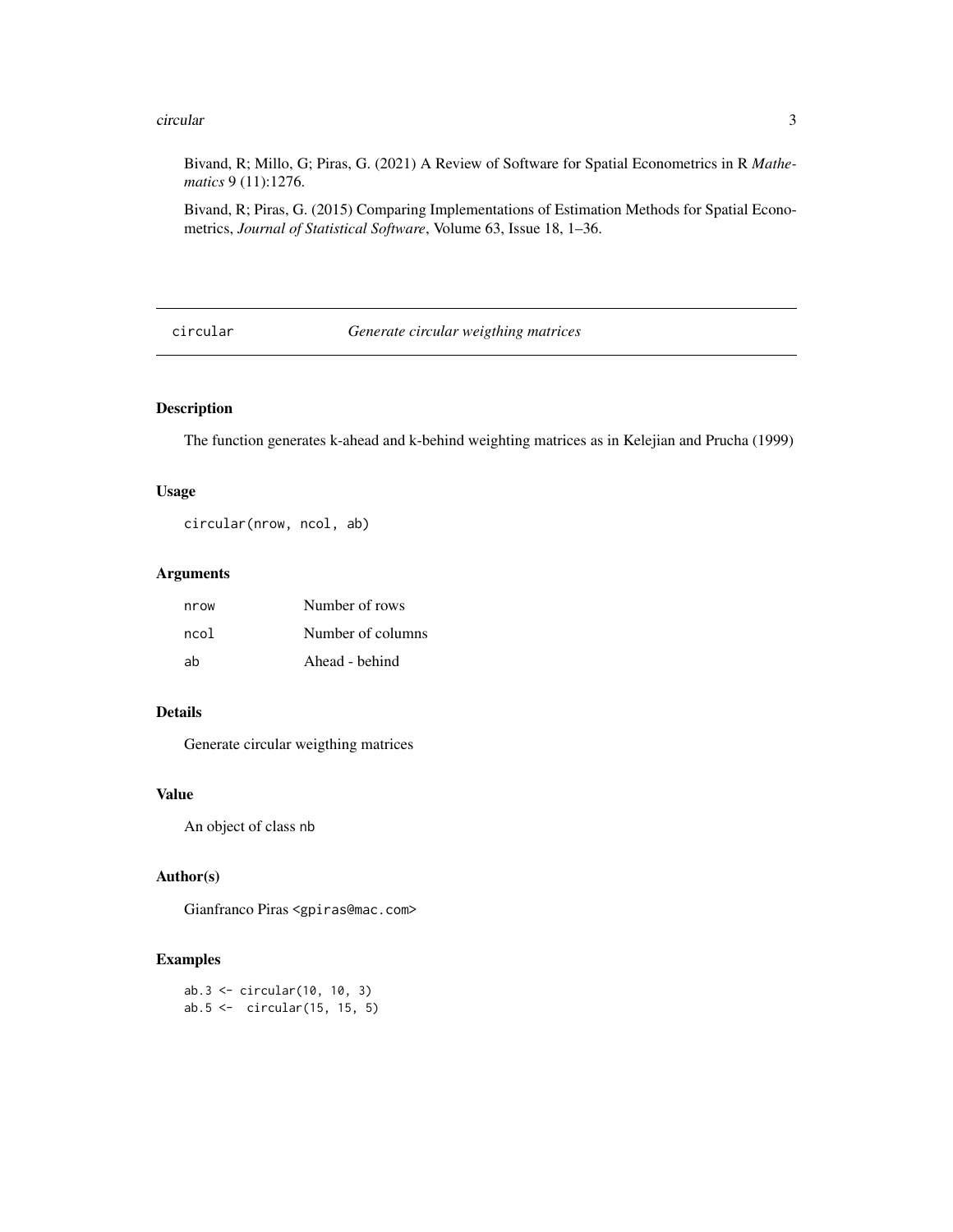Bivand, R; Millo, G; Piras, G. (2021) A Review of Software for Spatial Econometrics in R *Mathematics* 9 (11):1276.

Bivand, R; Piras, G. (2015) Comparing Implementations of Estimation Methods for Spatial Econometrics, *Journal of Statistical Software*, Volume 63, Issue 18, 1–36.

---

## circular — *Generate circular weigthing matrices*

---

### Description

The function generates k-ahead and k-behind weighting matrices as in Kelejian and Prucha (1999)

### Usage

```
circular(nrow, ncol, ab)
```

### Arguments

| | |
|---|---|
| nrow | Number of rows |
| ncol | Number of columns |
| ab | Ahead - behind |

### Details

Generate circular weigthing matrices

### Value

An object of class nb

### Author(s)

Gianfranco Piras <gpiras@mac.com>

### Examples

```
ab.3 <- circular(10, 10, 3)
ab.5 <-  circular(15, 15, 5)
```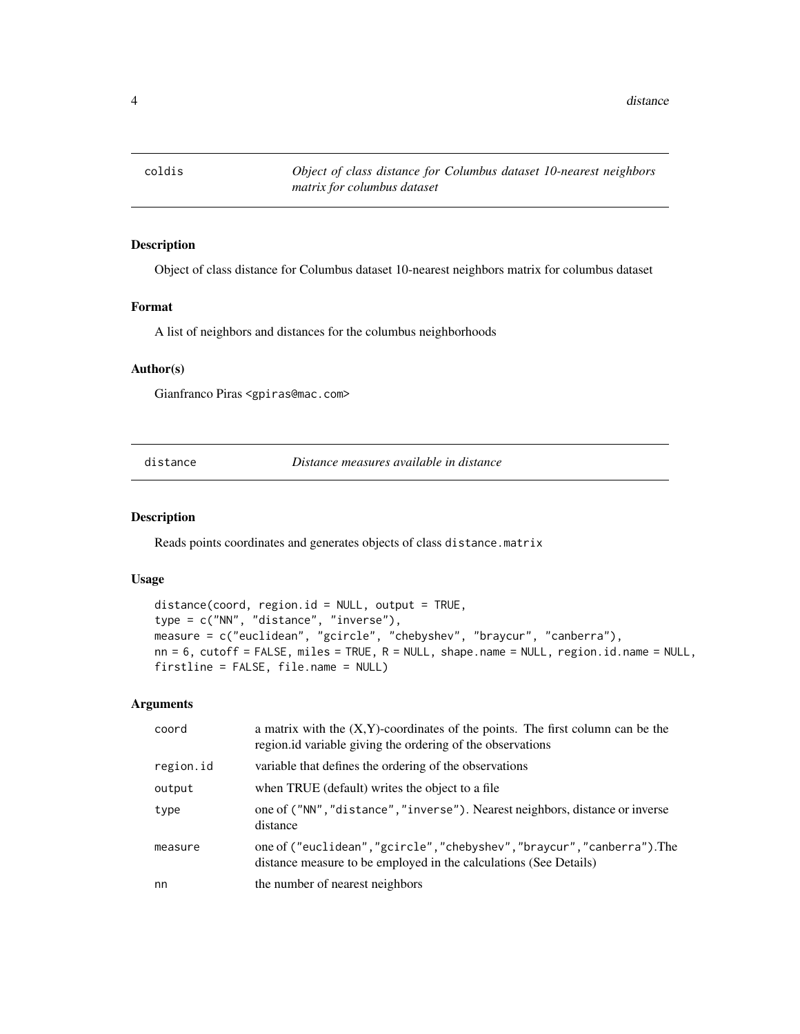## coldis — *Object of class distance for Columbus dataset 10-nearest neighbors matrix for columbus dataset*

### Description

Object of class distance for Columbus dataset 10-nearest neighbors matrix for columbus dataset

### Format

A list of neighbors and distances for the columbus neighborhoods

### Author(s)

Gianfranco Piras <gpiras@mac.com>

## distance — *Distance measures available in distance*

### Description

Reads points coordinates and generates objects of class distance.matrix

### Usage

```
distance(coord, region.id = NULL, output = TRUE,
type = c("NN", "distance", "inverse"),
measure = c("euclidean", "gcircle", "chebyshev", "braycur", "canberra"),
nn = 6, cutoff = FALSE, miles = TRUE, R = NULL, shape.name = NULL, region.id.name = NULL,
firstline = FALSE, file.name = NULL)
```

### Arguments

| | |
|---|---|
| coord | a matrix with the (X,Y)-coordinates of the points. The first column can be the region.id variable giving the ordering of the observations |
| region.id | variable that defines the ordering of the observations |
| output | when TRUE (default) writes the object to a file |
| type | one of ("NN","distance","inverse"). Nearest neighbors, distance or inverse distance |
| measure | one of ("euclidean","gcircle","chebyshev","braycur","canberra").The distance measure to be employed in the calculations (See Details) |
| nn | the number of nearest neighbors |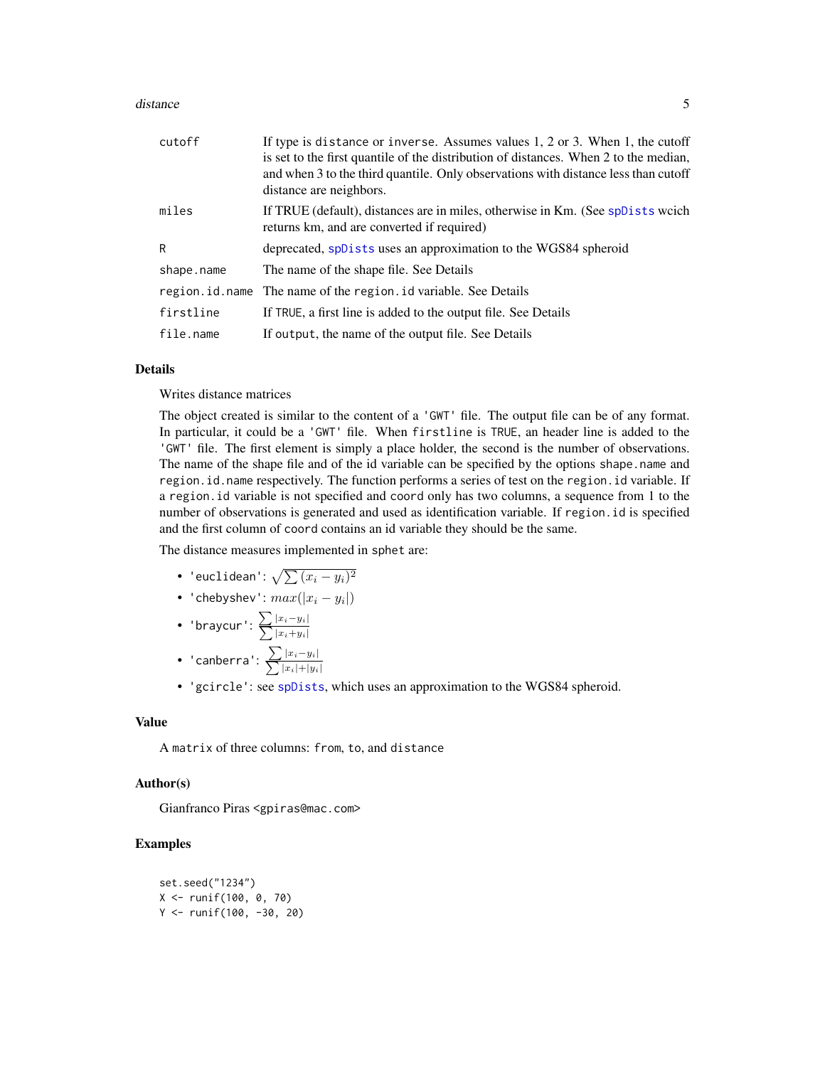| | |
|---|---|
| cutoff | If type is distance or inverse. Assumes values 1, 2 or 3. When 1, the cutoff is set to the first quantile of the distribution of distances. When 2 to the median, and when 3 to the third quantile. Only observations with distance less than cutoff distance are neighbors. |
| miles | If TRUE (default), distances are in miles, otherwise in Km. (See spDists wcich returns km, and are converted if required) |
| R | deprecated, spDists uses an approximation to the WGS84 spheroid |
| shape.name | The name of the shape file. See Details |
| region.id.name | The name of the region.id variable. See Details |
| firstline | If TRUE, a first line is added to the output file. See Details |
| file.name | If output, the name of the output file. See Details |

## Details

Writes distance matrices

The object created is similar to the content of a 'GWT' file. The output file can be of any format. In particular, it could be a 'GWT' file. When firstline is TRUE, an header line is added to the 'GWT' file. The first element is simply a place holder, the second is the number of observations. The name of the shape file and of the id variable can be specified by the options shape.name and region.id.name respectively. The function performs a series of test on the region.id variable. If a region.id variable is not specified and coord only has two columns, a sequence from 1 to the number of observations is generated and used as identification variable. If region.id is specified and the first column of coord contains an id variable they should be the same.

The distance measures implemented in sphet are:

- 'euclidean': $\sqrt{\sum (x_i - y_i)^2}$
- 'chebyshev': $max(|x_i - y_i|)$
- 'braycur': $\frac{\sum |x_i - y_i|}{\sum |x_i + y_i|}$
- 'canberra': $\frac{\sum |x_i - y_i|}{\sum |x_i| + |y_i|}$
- 'gcircle': see spDists, which uses an approximation to the WGS84 spheroid.

## Value

A matrix of three columns: from, to, and distance

## Author(s)

Gianfranco Piras <gpiras@mac.com>

## Examples

```
set.seed("1234")
X <- runif(100, 0, 70)
Y <- runif(100, -30, 20)
```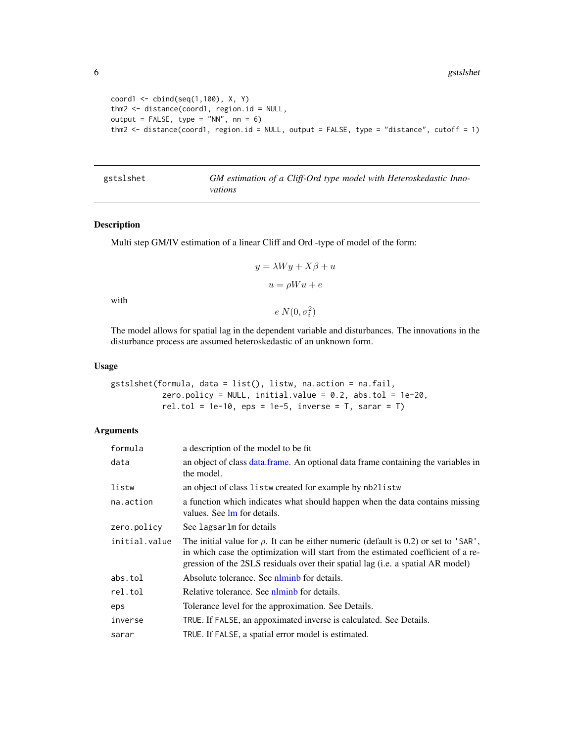```
coord1 <- cbind(seq(1,100), X, Y)
thm2 <- distance(coord1, region.id = NULL,
output = FALSE, type = "NN", nn = 6)
thm2 <- distance(coord1, region.id = NULL, output = FALSE, type = "distance", cutoff = 1)
```

---

## gstslshet — *GM estimation of a Cliff-Ord type model with Heteroskedastic Innovations*

---

### Description

Multi step GM/IV estimation of a linear Cliff and Ord -type of model of the form:

$$y = \lambda W y + X\beta + u$$

$$u = \rho W u + e$$

with

$$e \; N(0, \sigma_i^2)$$

The model allows for spatial lag in the dependent variable and disturbances. The innovations in the disturbance process are assumed heteroskedastic of an unknown form.

### Usage

```
gstslshet(formula, data = list(), listw, na.action = na.fail,
          zero.policy = NULL, initial.value = 0.2, abs.tol = 1e-20,
          rel.tol = 1e-10, eps = 1e-5, inverse = T, sarar = T)
```

### Arguments

| | |
|---|---|
| `formula` | a description of the model to be fit |
| `data` | an object of class data.frame. An optional data frame containing the variables in the model. |
| `listw` | an object of class `listw` created for example by `nb2listw` |
| `na.action` | a function which indicates what should happen when the data contains missing values. See lm for details. |
| `zero.policy` | See `lagsarlm` for details |
| `initial.value` | The initial value for $\rho$. It can be either numeric (default is 0.2) or set to `'SAR'`, in which case the optimization will start from the estimated coefficient of a regression of the 2SLS residuals over their spatial lag (i.e. a spatial AR model) |
| `abs.tol` | Absolute tolerance. See nlminb for details. |
| `rel.tol` | Relative tolerance. See nlminb for details. |
| `eps` | Tolerance level for the approximation. See Details. |
| `inverse` | `TRUE`. If `FALSE`, an appoximated inverse is calculated. See Details. |
| `sarar` | `TRUE`. If `FALSE`, a spatial error model is estimated. |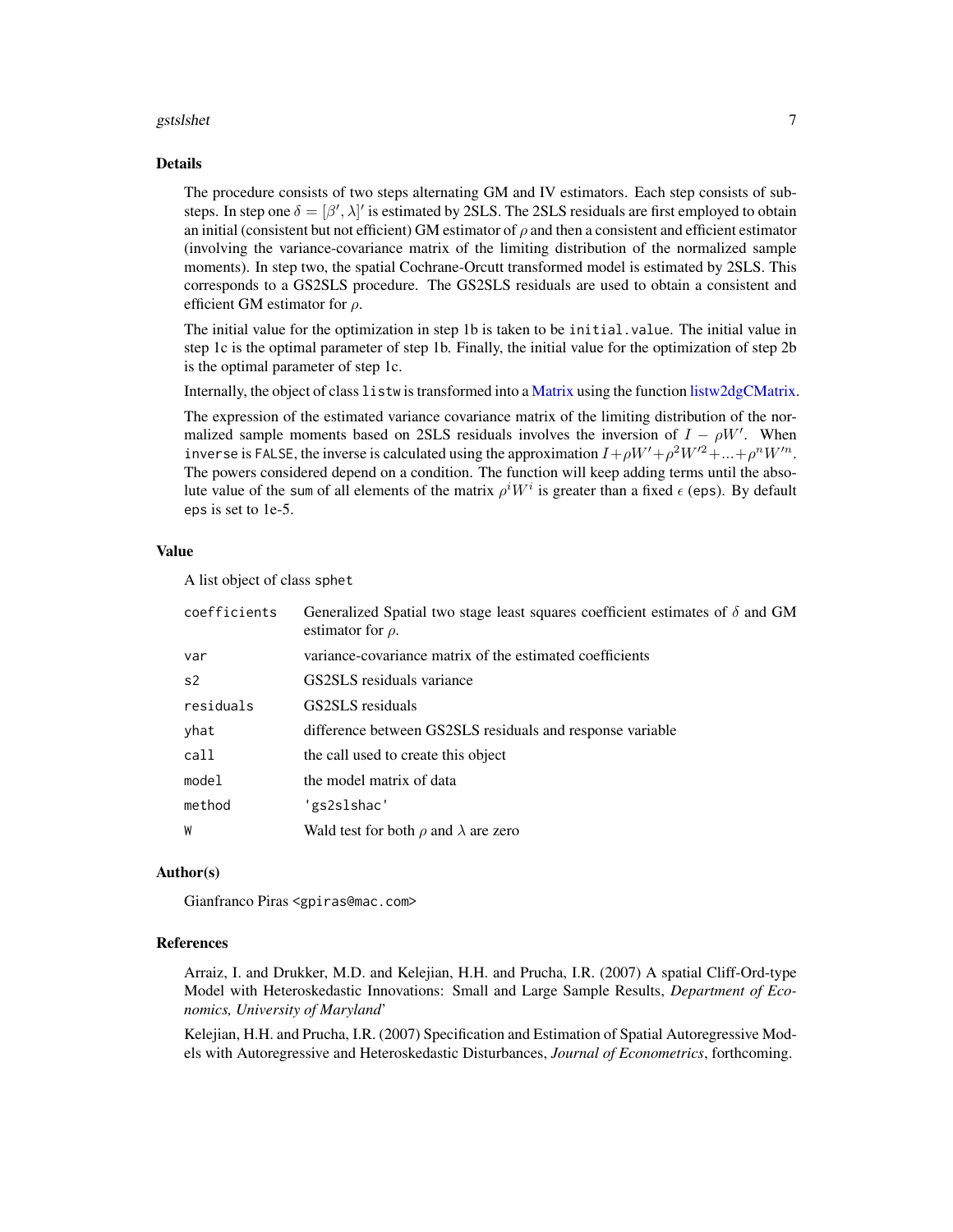## Details

The procedure consists of two steps alternating GM and IV estimators. Each step consists of sub-steps. In step one $\delta = [\beta', \lambda]'$ is estimated by 2SLS. The 2SLS residuals are first employed to obtain an initial (consistent but not efficient) GM estimator of $\rho$ and then a consistent and efficient estimator (involving the variance-covariance matrix of the limiting distribution of the normalized sample moments). In step two, the spatial Cochrane-Orcutt transformed model is estimated by 2SLS. This corresponds to a GS2SLS procedure. The GS2SLS residuals are used to obtain a consistent and efficient GM estimator for $\rho$.

The initial value for the optimization in step 1b is taken to be `initial.value`. The initial value in step 1c is the optimal parameter of step 1b. Finally, the initial value for the optimization of step 2b is the optimal parameter of step 1c.

Internally, the object of class `listw` is transformed into a Matrix using the function listw2dgCMatrix.

The expression of the estimated variance covariance matrix of the limiting distribution of the normalized sample moments based on 2SLS residuals involves the inversion of $I - \rho W'$. When `inverse` is `FALSE`, the inverse is calculated using the approximation $I + \rho W' + \rho^2 W'^2 + ... + \rho^n W'^n$. The powers considered depend on a condition. The function will keep adding terms until the absolute value of the `sum` of all elements of the matrix $\rho^i W^i$ is greater than a fixed $\epsilon$ (`eps`). By default `eps` is set to 1e-5.

## Value

A list object of class `sphet`

| | |
|---|---|
| `coefficients` | Generalized Spatial two stage least squares coefficient estimates of $\delta$ and GM estimator for $\rho$. |
| `var` | variance-covariance matrix of the estimated coefficients |
| `s2` | GS2SLS residuals variance |
| `residuals` | GS2SLS residuals |
| `yhat` | difference between GS2SLS residuals and response variable |
| `call` | the call used to create this object |
| `model` | the model matrix of data |
| `method` | `'gs2slshac'` |
| `W` | Wald test for both $\rho$ and $\lambda$ are zero |

## Author(s)

Gianfranco Piras <gpiras@mac.com>

## References

Arraiz, I. and Drukker, M.D. and Kelejian, H.H. and Prucha, I.R. (2007) A spatial Cliff-Ord-type Model with Heteroskedastic Innovations: Small and Large Sample Results, *Department of Economics, University of Maryland*'

Kelejian, H.H. and Prucha, I.R. (2007) Specification and Estimation of Spatial Autoregressive Models with Autoregressive and Heteroskedastic Disturbances, *Journal of Econometrics*, forthcoming.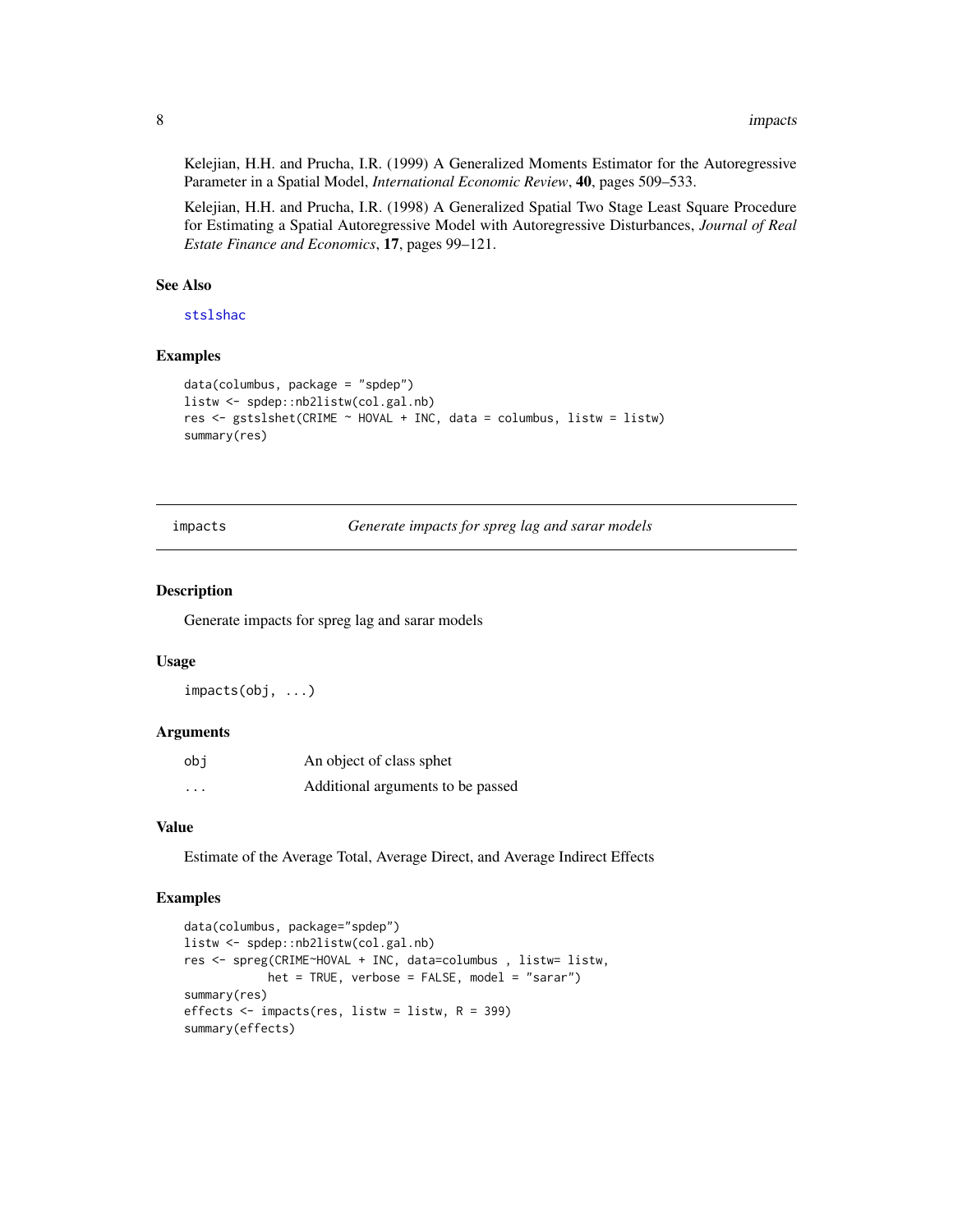Kelejian, H.H. and Prucha, I.R. (1999) A Generalized Moments Estimator for the Autoregressive Parameter in a Spatial Model, *International Economic Review*, **40**, pages 509–533.

Kelejian, H.H. and Prucha, I.R. (1998) A Generalized Spatial Two Stage Least Square Procedure for Estimating a Spatial Autoregressive Model with Autoregressive Disturbances, *Journal of Real Estate Finance and Economics*, **17**, pages 99–121.

### See Also

stslshac

### Examples

```
data(columbus, package = "spdep")
listw <- spdep::nb2listw(col.gal.nb)
res <- gstslshet(CRIME ~ HOVAL + INC, data = columbus, listw = listw)
summary(res)
```

## impacts — *Generate impacts for spreg lag and sarar models*

### Description

Generate impacts for spreg lag and sarar models

### Usage

```
impacts(obj, ...)
```

### Arguments

| | |
|---|---|
| obj | An object of class sphet |
| ... | Additional arguments to be passed |

### Value

Estimate of the Average Total, Average Direct, and Average Indirect Effects

### Examples

```
data(columbus, package="spdep")
listw <- spdep::nb2listw(col.gal.nb)
res <- spreg(CRIME~HOVAL + INC, data=columbus , listw= listw,
            het = TRUE, verbose = FALSE, model = "sarar")
summary(res)
effects <- impacts(res, listw = listw, R = 399)
summary(effects)
```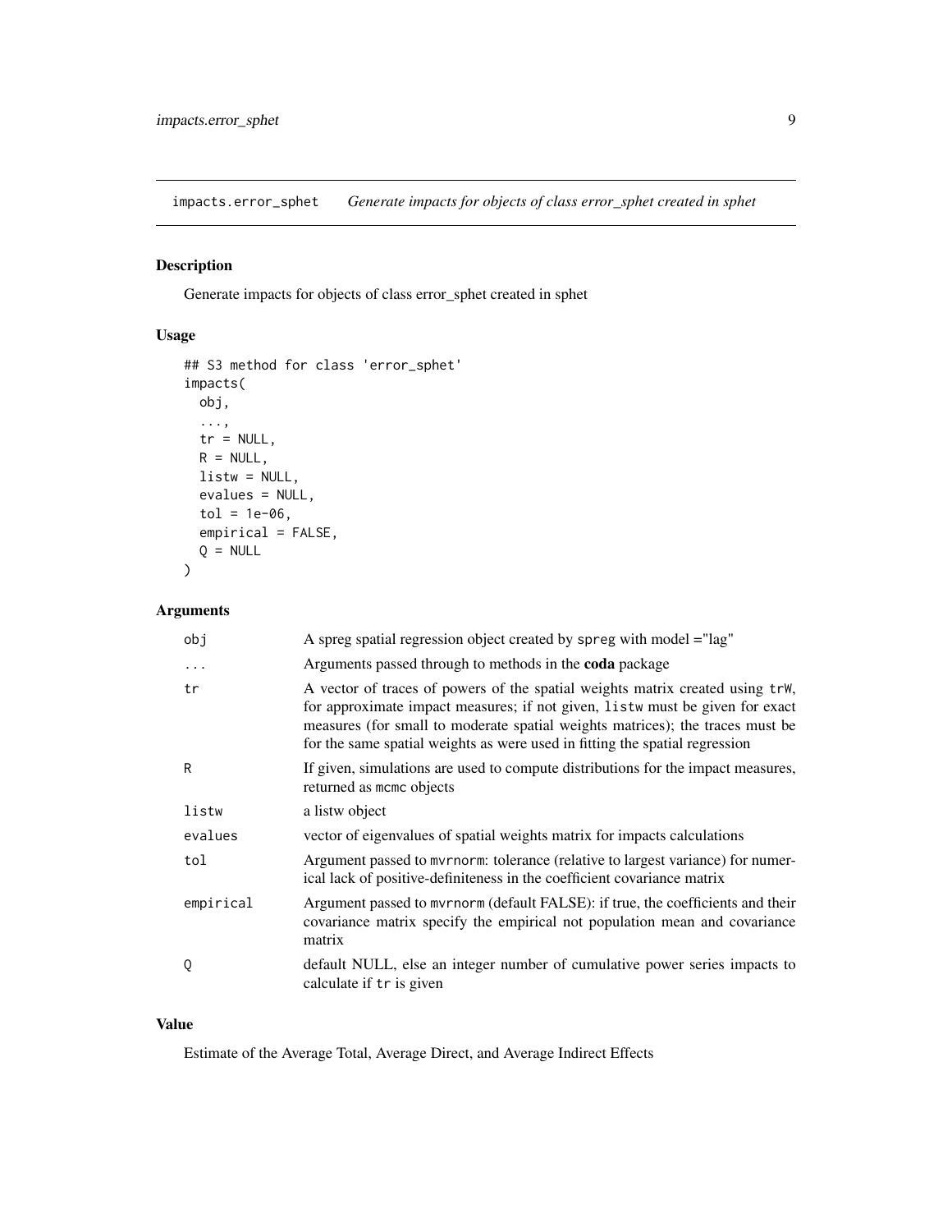## impacts.error_sphet — *Generate impacts for objects of class error_sphet created in sphet*

### Description

Generate impacts for objects of class error_sphet created in sphet

### Usage

```
## S3 method for class 'error_sphet'
impacts(
  obj,
  ...,
  tr = NULL,
  R = NULL,
  listw = NULL,
  evalues = NULL,
  tol = 1e-06,
  empirical = FALSE,
  Q = NULL
)
```

### Arguments

| | |
|---|---|
| `obj` | A spreg spatial regression object created by `spreg` with model ="lag" |
| `...` | Arguments passed through to methods in the **coda** package |
| `tr` | A vector of traces of powers of the spatial weights matrix created using `trW`, for approximate impact measures; if not given, `listw` must be given for exact measures (for small to moderate spatial weights matrices); the traces must be for the same spatial weights as were used in fitting the spatial regression |
| `R` | If given, simulations are used to compute distributions for the impact measures, returned as `mcmc` objects |
| `listw` | a listw object |
| `evalues` | vector of eigenvalues of spatial weights matrix for impacts calculations |
| `tol` | Argument passed to `mvrnorm`: tolerance (relative to largest variance) for numerical lack of positive-definiteness in the coefficient covariance matrix |
| `empirical` | Argument passed to `mvrnorm` (default FALSE): if true, the coefficients and their covariance matrix specify the empirical not population mean and covariance matrix |
| `Q` | default NULL, else an integer number of cumulative power series impacts to calculate if `tr` is given |

### Value

Estimate of the Average Total, Average Direct, and Average Indirect Effects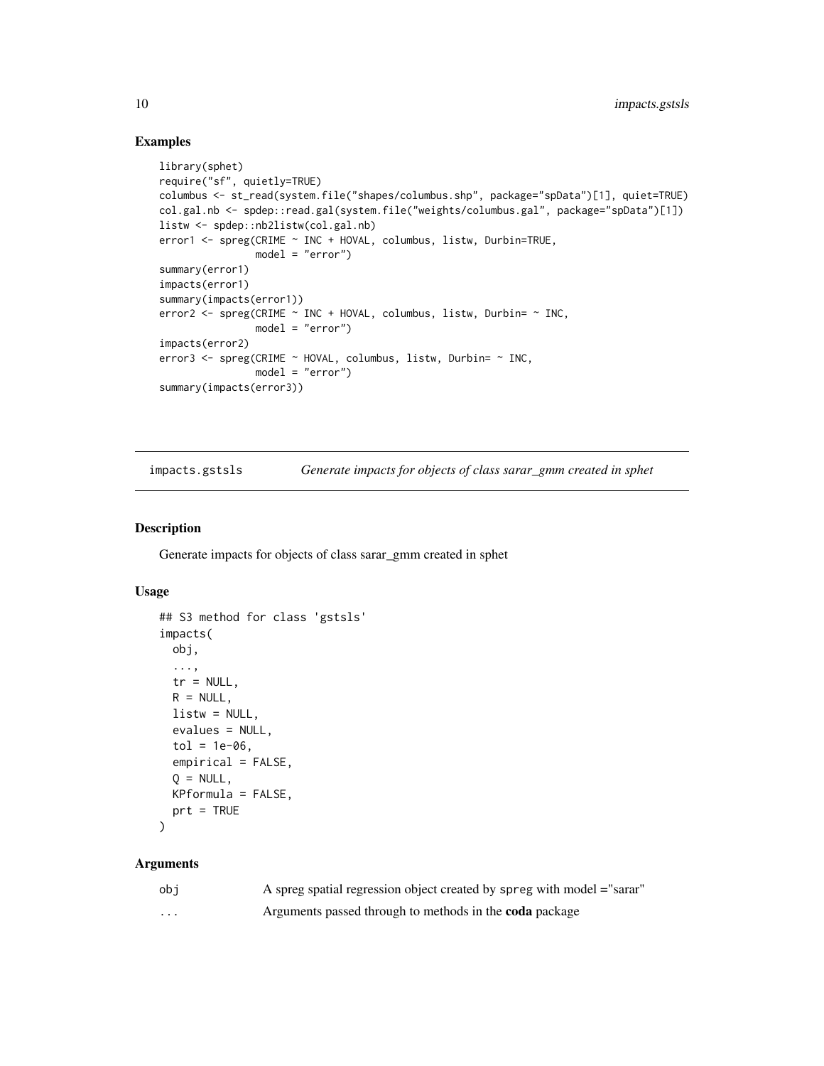## Examples

```
library(sphet)
require("sf", quietly=TRUE)
columbus <- st_read(system.file("shapes/columbus.shp", package="spData")[1], quiet=TRUE)
col.gal.nb <- spdep::read.gal(system.file("weights/columbus.gal", package="spData")[1])
listw <- spdep::nb2listw(col.gal.nb)
error1 <- spreg(CRIME ~ INC + HOVAL, columbus, listw, Durbin=TRUE,
               model = "error")
summary(error1)
impacts(error1)
summary(impacts(error1))
error2 <- spreg(CRIME ~ INC + HOVAL, columbus, listw, Durbin= ~ INC,
               model = "error")
impacts(error2)
error3 <- spreg(CRIME ~ HOVAL, columbus, listw, Durbin= ~ INC,
               model = "error")
summary(impacts(error3))
```

---

# impacts.gstsls — *Generate impacts for objects of class sarar_gmm created in sphet*

## Description

Generate impacts for objects of class sarar_gmm created in sphet

## Usage

```
## S3 method for class 'gstsls'
impacts(
  obj,
  ...,
  tr = NULL,
  R = NULL,
  listw = NULL,
  evalues = NULL,
  tol = 1e-06,
  empirical = FALSE,
  Q = NULL,
  KPformula = FALSE,
  prt = TRUE
)
```

## Arguments

| | |
|---|---|
| `obj` | A spreg spatial regression object created by `spreg` with model ="sarar" |
| `...` | Arguments passed through to methods in the **coda** package |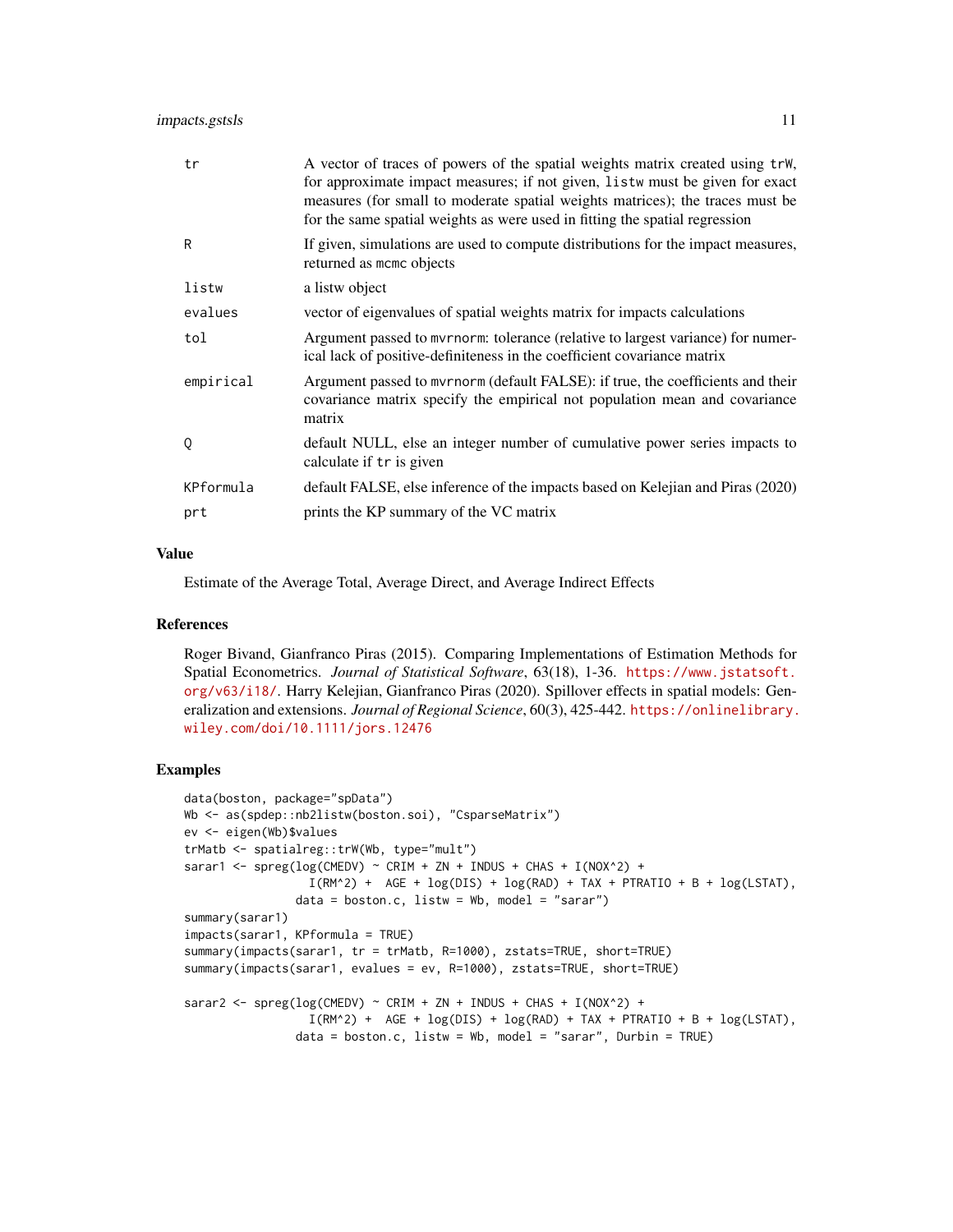| | |
|---|---|
| `tr` | A vector of traces of powers of the spatial weights matrix created using `trW`, for approximate impact measures; if not given, `listw` must be given for exact measures (for small to moderate spatial weights matrices); the traces must be for the same spatial weights as were used in fitting the spatial regression |
| `R` | If given, simulations are used to compute distributions for the impact measures, returned as `mcmc` objects |
| `listw` | a listw object |
| `evalues` | vector of eigenvalues of spatial weights matrix for impacts calculations |
| `tol` | Argument passed to `mvrnorm`: tolerance (relative to largest variance) for numerical lack of positive-definiteness in the coefficient covariance matrix |
| `empirical` | Argument passed to `mvrnorm` (default FALSE): if true, the coefficients and their covariance matrix specify the empirical not population mean and covariance matrix |
| `Q` | default NULL, else an integer number of cumulative power series impacts to calculate if `tr` is given |
| `KPformula` | default FALSE, else inference of the impacts based on Kelejian and Piras (2020) |
| `prt` | prints the KP summary of the VC matrix |

## Value

Estimate of the Average Total, Average Direct, and Average Indirect Effects

## References

Roger Bivand, Gianfranco Piras (2015). Comparing Implementations of Estimation Methods for Spatial Econometrics. *Journal of Statistical Software*, 63(18), 1-36. https://www.jstatsoft.org/v63/i18/. Harry Kelejian, Gianfranco Piras (2020). Spillover effects in spatial models: Generalization and extensions. *Journal of Regional Science*, 60(3), 425-442. https://onlinelibrary.wiley.com/doi/10.1111/jors.12476

## Examples

```
data(boston, package="spData")
Wb <- as(spdep::nb2listw(boston.soi), "CsparseMatrix")
ev <- eigen(Wb)$values
trMatb <- spatialreg::trW(Wb, type="mult")
sarar1 <- spreg(log(CMEDV) ~ CRIM + ZN + INDUS + CHAS + I(NOX^2) +
                  I(RM^2) +  AGE + log(DIS) + log(RAD) + TAX + PTRATIO + B + log(LSTAT),
                data = boston.c, listw = Wb, model = "sarar")
summary(sarar1)
impacts(sarar1, KPformula = TRUE)
summary(impacts(sarar1, tr = trMatb, R=1000), zstats=TRUE, short=TRUE)
summary(impacts(sarar1, evalues = ev, R=1000), zstats=TRUE, short=TRUE)

sarar2 <- spreg(log(CMEDV) ~ CRIM + ZN + INDUS + CHAS + I(NOX^2) +
                  I(RM^2) +  AGE + log(DIS) + log(RAD) + TAX + PTRATIO + B + log(LSTAT),
                data = boston.c, listw = Wb, model = "sarar", Durbin = TRUE)
```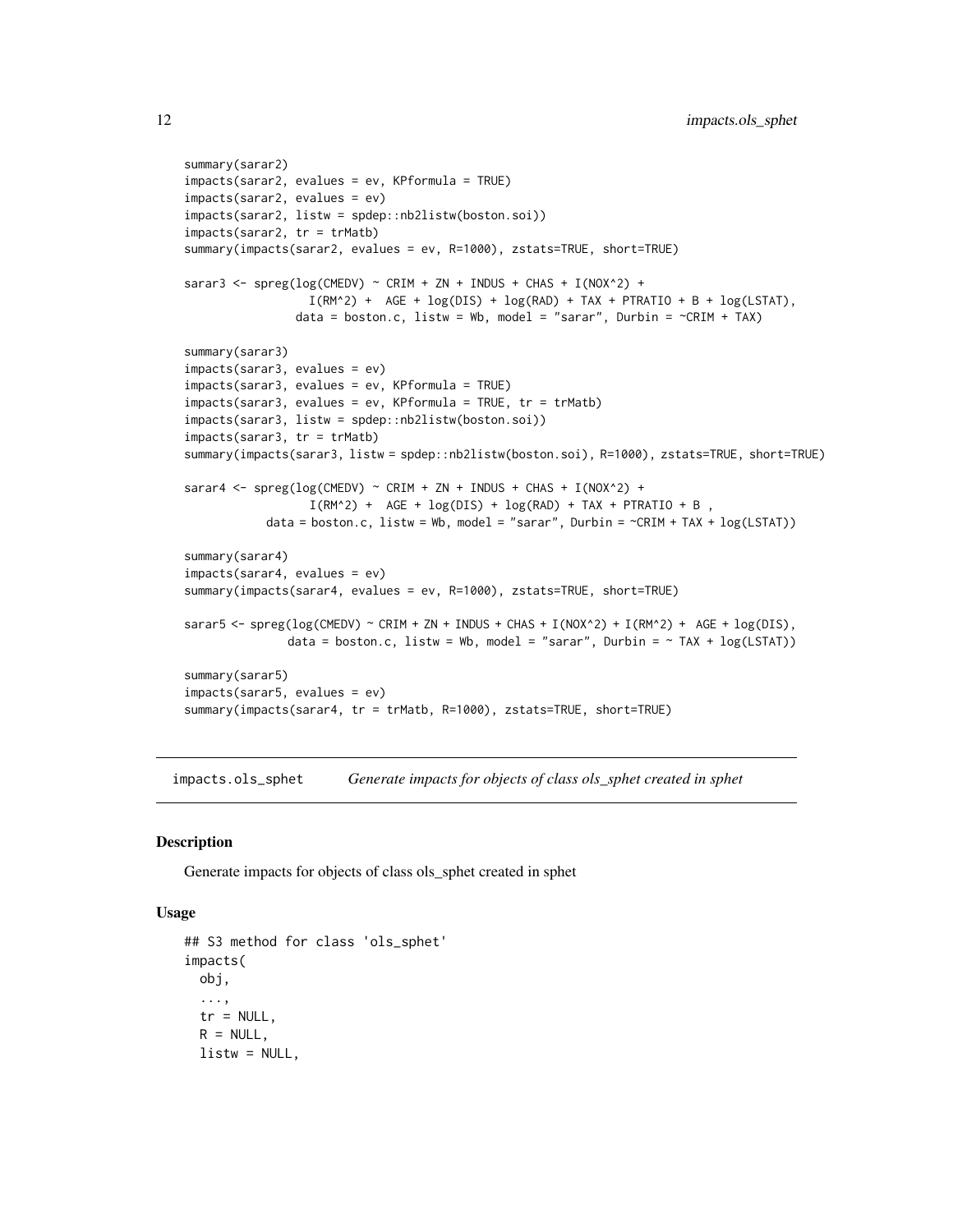```
summary(sarar2)
impacts(sarar2, evalues = ev, KPformula = TRUE)
impacts(sarar2, evalues = ev)
impacts(sarar2, listw = spdep::nb2listw(boston.soi))
impacts(sarar2, tr = trMatb)
summary(impacts(sarar2, evalues = ev, R=1000), zstats=TRUE, short=TRUE)

sarar3 <- spreg(log(CMEDV) ~ CRIM + ZN + INDUS + CHAS + I(NOX^2) +
                  I(RM^2) +  AGE + log(DIS) + log(RAD) + TAX + PTRATIO + B + log(LSTAT),
                data = boston.c, listw = Wb, model = "sarar", Durbin = ~CRIM + TAX)

summary(sarar3)
impacts(sarar3, evalues = ev)
impacts(sarar3, evalues = ev, KPformula = TRUE)
impacts(sarar3, evalues = ev, KPformula = TRUE, tr = trMatb)
impacts(sarar3, listw = spdep::nb2listw(boston.soi))
impacts(sarar3, tr = trMatb)
summary(impacts(sarar3, listw = spdep::nb2listw(boston.soi), R=1000), zstats=TRUE, short=TRUE)

sarar4 <- spreg(log(CMEDV) ~ CRIM + ZN + INDUS + CHAS + I(NOX^2) +
                  I(RM^2) +  AGE + log(DIS) + log(RAD) + TAX + PTRATIO + B ,
           data = boston.c, listw = Wb, model = "sarar", Durbin = ~CRIM + TAX + log(LSTAT))

summary(sarar4)
impacts(sarar4, evalues = ev)
summary(impacts(sarar4, evalues = ev, R=1000), zstats=TRUE, short=TRUE)

sarar5 <- spreg(log(CMEDV) ~ CRIM + ZN + INDUS + CHAS + I(NOX^2) + I(RM^2) +  AGE + log(DIS),
              data = boston.c, listw = Wb, model = "sarar", Durbin = ~ TAX + log(LSTAT))

summary(sarar5)
impacts(sarar5, evalues = ev)
summary(impacts(sarar4, tr = trMatb, R=1000), zstats=TRUE, short=TRUE)
```

---

impacts.ols_sphet    *Generate impacts for objects of class ols_sphet created in sphet*

---

## Description

Generate impacts for objects of class ols_sphet created in sphet

## Usage

```
## S3 method for class 'ols_sphet'
impacts(
  obj,
  ...,
  tr = NULL,
  R = NULL,
  listw = NULL,
```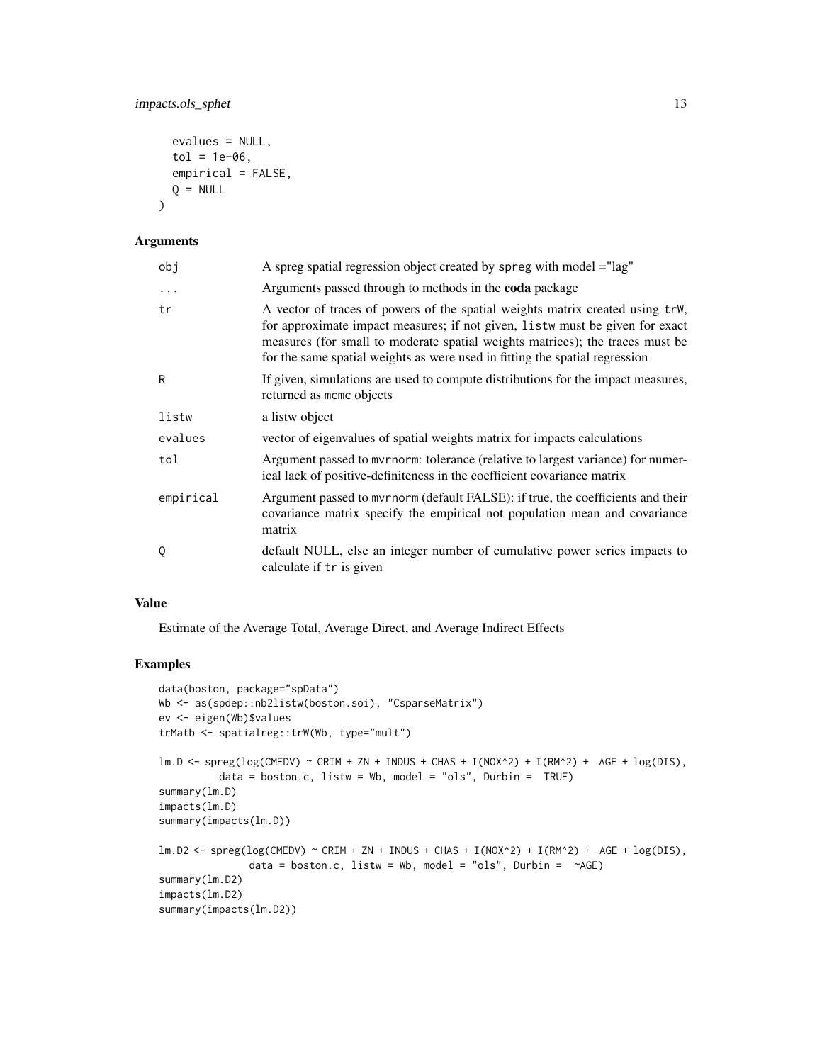```
  evalues = NULL,
  tol = 1e-06,
  empirical = FALSE,
  Q = NULL
)
```

## Arguments

| Argument | Description |
|---|---|
| obj | A spreg spatial regression object created by spreg with model ="lag" |
| ... | Arguments passed through to methods in the **coda** package |
| tr | A vector of traces of powers of the spatial weights matrix created using trW, for approximate impact measures; if not given, listw must be given for exact measures (for small to moderate spatial weights matrices); the traces must be for the same spatial weights as were used in fitting the spatial regression |
| R | If given, simulations are used to compute distributions for the impact measures, returned as mcmc objects |
| listw | a listw object |
| evalues | vector of eigenvalues of spatial weights matrix for impacts calculations |
| tol | Argument passed to mvrnorm: tolerance (relative to largest variance) for numerical lack of positive-definiteness in the coefficient covariance matrix |
| empirical | Argument passed to mvrnorm (default FALSE): if true, the coefficients and their covariance matrix specify the empirical not population mean and covariance matrix |
| Q | default NULL, else an integer number of cumulative power series impacts to calculate if tr is given |

## Value

Estimate of the Average Total, Average Direct, and Average Indirect Effects

## Examples

```
data(boston, package="spData")
Wb <- as(spdep::nb2listw(boston.soi), "CsparseMatrix")
ev <- eigen(Wb)$values
trMatb <- spatialreg::trW(Wb, type="mult")

lm.D <- spreg(log(CMEDV) ~ CRIM + ZN + INDUS + CHAS + I(NOX^2) + I(RM^2) +  AGE + log(DIS),
          data = boston.c, listw = Wb, model = "ols", Durbin =  TRUE)
summary(lm.D)
impacts(lm.D)
summary(impacts(lm.D))

lm.D2 <- spreg(log(CMEDV) ~ CRIM + ZN + INDUS + CHAS + I(NOX^2) + I(RM^2) +  AGE + log(DIS),
               data = boston.c, listw = Wb, model = "ols", Durbin =  ~AGE)
summary(lm.D2)
impacts(lm.D2)
summary(impacts(lm.D2))
```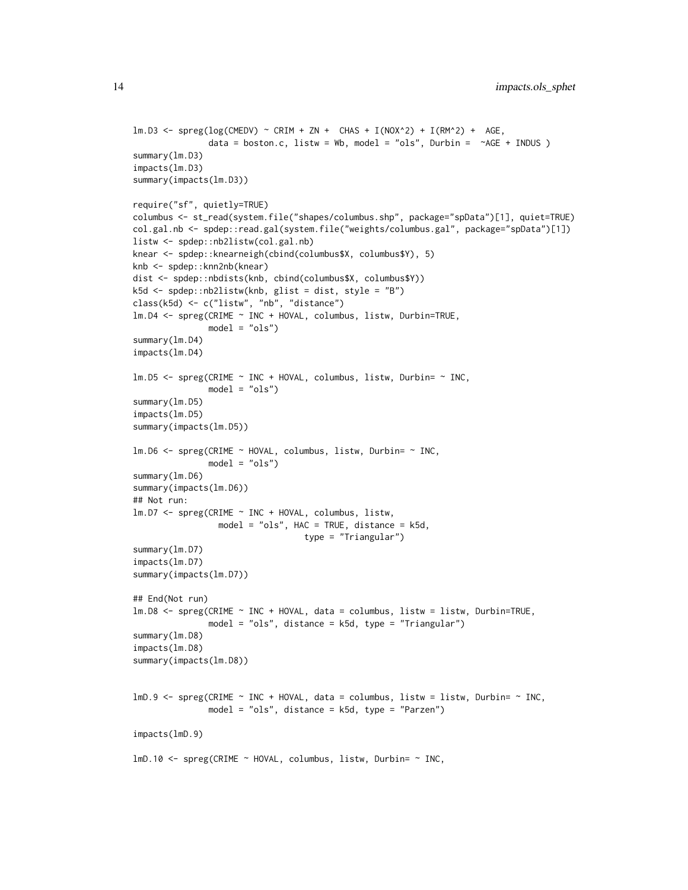```
lm.D3 <- spreg(log(CMEDV) ~ CRIM + ZN +  CHAS + I(NOX^2) + I(RM^2) +  AGE,
               data = boston.c, listw = Wb, model = "ols", Durbin =  ~AGE + INDUS )
summary(lm.D3)
impacts(lm.D3)
summary(impacts(lm.D3))

require("sf", quietly=TRUE)
columbus <- st_read(system.file("shapes/columbus.shp", package="spData")[1], quiet=TRUE)
col.gal.nb <- spdep::read.gal(system.file("weights/columbus.gal", package="spData")[1])
listw <- spdep::nb2listw(col.gal.nb)
knear <- spdep::knearneigh(cbind(columbus$X, columbus$Y), 5)
knb <- spdep::knn2nb(knear)
dist <- spdep::nbdists(knb, cbind(columbus$X, columbus$Y))
k5d <- spdep::nb2listw(knb, glist = dist, style = "B")
class(k5d) <- c("listw", "nb", "distance")
lm.D4 <- spreg(CRIME ~ INC + HOVAL, columbus, listw, Durbin=TRUE,
               model = "ols")
summary(lm.D4)
impacts(lm.D4)

lm.D5 <- spreg(CRIME ~ INC + HOVAL, columbus, listw, Durbin= ~ INC,
               model = "ols")
summary(lm.D5)
impacts(lm.D5)
summary(impacts(lm.D5))

lm.D6 <- spreg(CRIME ~ HOVAL, columbus, listw, Durbin= ~ INC,
               model = "ols")
summary(lm.D6)
summary(impacts(lm.D6))
## Not run:
lm.D7 <- spreg(CRIME ~ INC + HOVAL, columbus, listw,
                 model = "ols", HAC = TRUE, distance = k5d,
                                   type = "Triangular")
summary(lm.D7)
impacts(lm.D7)
summary(impacts(lm.D7))

## End(Not run)
lm.D8 <- spreg(CRIME ~ INC + HOVAL, data = columbus, listw = listw, Durbin=TRUE,
               model = "ols", distance = k5d, type = "Triangular")
summary(lm.D8)
impacts(lm.D8)
summary(impacts(lm.D8))


lmD.9 <- spreg(CRIME ~ INC + HOVAL, data = columbus, listw = listw, Durbin= ~ INC,
               model = "ols", distance = k5d, type = "Parzen")

impacts(lmD.9)

lmD.10 <- spreg(CRIME ~ HOVAL, columbus, listw, Durbin= ~ INC,
```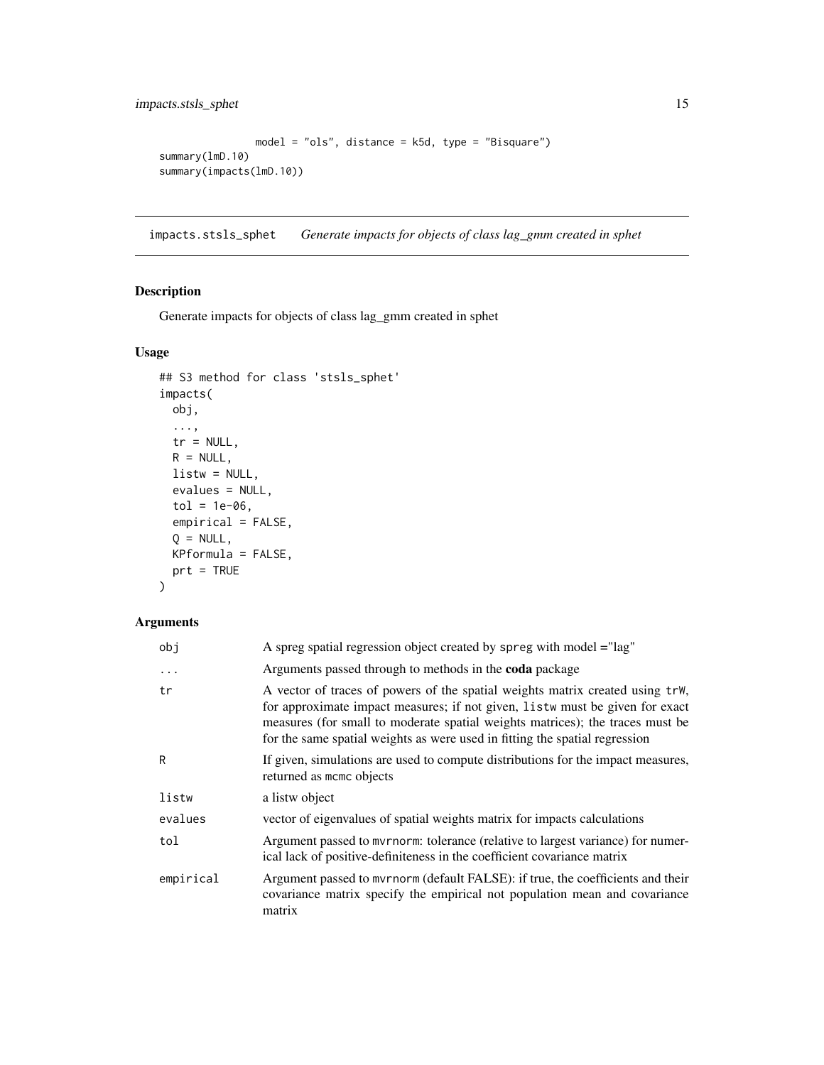```
                model = "ols", distance = k5d, type = "Bisquare")
summary(lmD.10)
summary(impacts(lmD.10))
```

## impacts.stsls_sphet *Generate impacts for objects of class lag_gmm created in sphet*

### Description

Generate impacts for objects of class lag_gmm created in sphet

### Usage

```
## S3 method for class 'stsls_sphet'
impacts(
  obj,
  ...,
  tr = NULL,
  R = NULL,
  listw = NULL,
  evalues = NULL,
  tol = 1e-06,
  empirical = FALSE,
  Q = NULL,
  KPformula = FALSE,
  prt = TRUE
)
```

### Arguments

| | |
|---|---|
| obj | A spreg spatial regression object created by spreg with model ="lag" |
| ... | Arguments passed through to methods in the **coda** package |
| tr | A vector of traces of powers of the spatial weights matrix created using trW, for approximate impact measures; if not given, listw must be given for exact measures (for small to moderate spatial weights matrices); the traces must be for the same spatial weights as were used in fitting the spatial regression |
| R | If given, simulations are used to compute distributions for the impact measures, returned as mcmc objects |
| listw | a listw object |
| evalues | vector of eigenvalues of spatial weights matrix for impacts calculations |
| tol | Argument passed to mvrnorm: tolerance (relative to largest variance) for numerical lack of positive-definiteness in the coefficient covariance matrix |
| empirical | Argument passed to mvrnorm (default FALSE): if true, the coefficients and their covariance matrix specify the empirical not population mean and covariance matrix |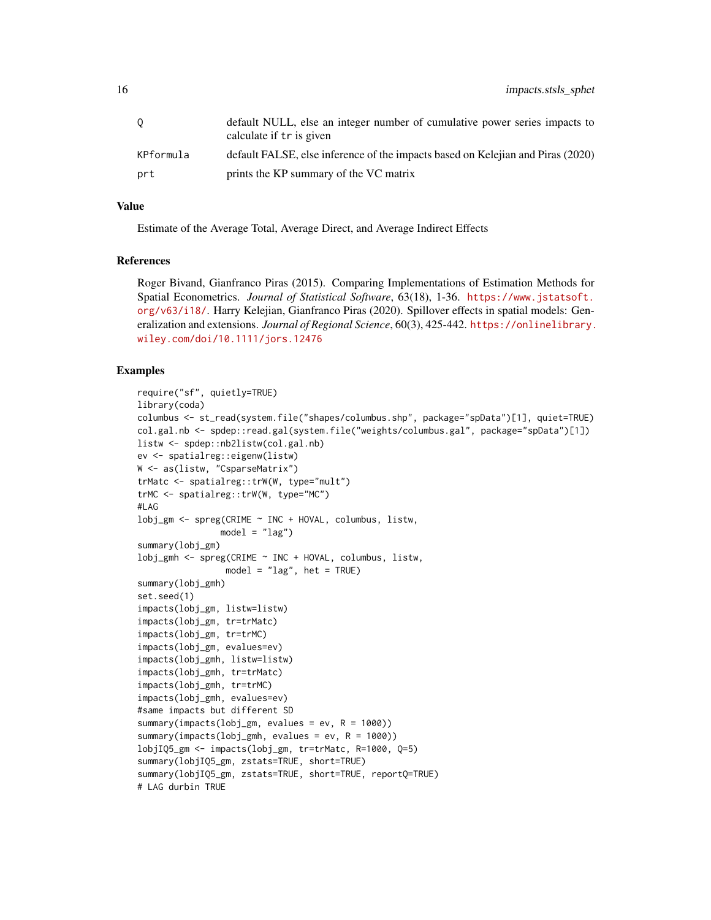| | |
|---|---|
| Q | default NULL, else an integer number of cumulative power series impacts to calculate if tr is given |
| KPformula | default FALSE, else inference of the impacts based on Kelejian and Piras (2020) |
| prt | prints the KP summary of the VC matrix |

## Value

Estimate of the Average Total, Average Direct, and Average Indirect Effects

## References

Roger Bivand, Gianfranco Piras (2015). Comparing Implementations of Estimation Methods for Spatial Econometrics. *Journal of Statistical Software*, 63(18), 1-36. https://www.jstatsoft.org/v63/i18/. Harry Kelejian, Gianfranco Piras (2020). Spillover effects in spatial models: Generalization and extensions. *Journal of Regional Science*, 60(3), 425-442. https://onlinelibrary.wiley.com/doi/10.1111/jors.12476

## Examples

```
require("sf", quietly=TRUE)
library(coda)
columbus <- st_read(system.file("shapes/columbus.shp", package="spData")[1], quiet=TRUE)
col.gal.nb <- spdep::read.gal(system.file("weights/columbus.gal", package="spData")[1])
listw <- spdep::nb2listw(col.gal.nb)
ev <- spatialreg::eigenw(listw)
W <- as(listw, "CsparseMatrix")
trMatc <- spatialreg::trW(W, type="mult")
trMC <- spatialreg::trW(W, type="MC")
#LAG
lobj_gm <- spreg(CRIME ~ INC + HOVAL, columbus, listw,
              model = "lag")
summary(lobj_gm)
lobj_gmh <- spreg(CRIME ~ INC + HOVAL, columbus, listw,
               model = "lag", het = TRUE)
summary(lobj_gmh)
set.seed(1)
impacts(lobj_gm, listw=listw)
impacts(lobj_gm, tr=trMatc)
impacts(lobj_gm, tr=trMC)
impacts(lobj_gm, evalues=ev)
impacts(lobj_gmh, listw=listw)
impacts(lobj_gmh, tr=trMatc)
impacts(lobj_gmh, tr=trMC)
impacts(lobj_gmh, evalues=ev)
#same impacts but different SD
summary(impacts(lobj_gm, evalues = ev, R = 1000))
summary(impacts(lobj_gmh, evalues = ev, R = 1000))
lobjIQ5_gm <- impacts(lobj_gm, tr=trMatc, R=1000, Q=5)
summary(lobjIQ5_gm, zstats=TRUE, short=TRUE)
summary(lobjIQ5_gm, zstats=TRUE, short=TRUE, reportQ=TRUE)
# LAG durbin TRUE
```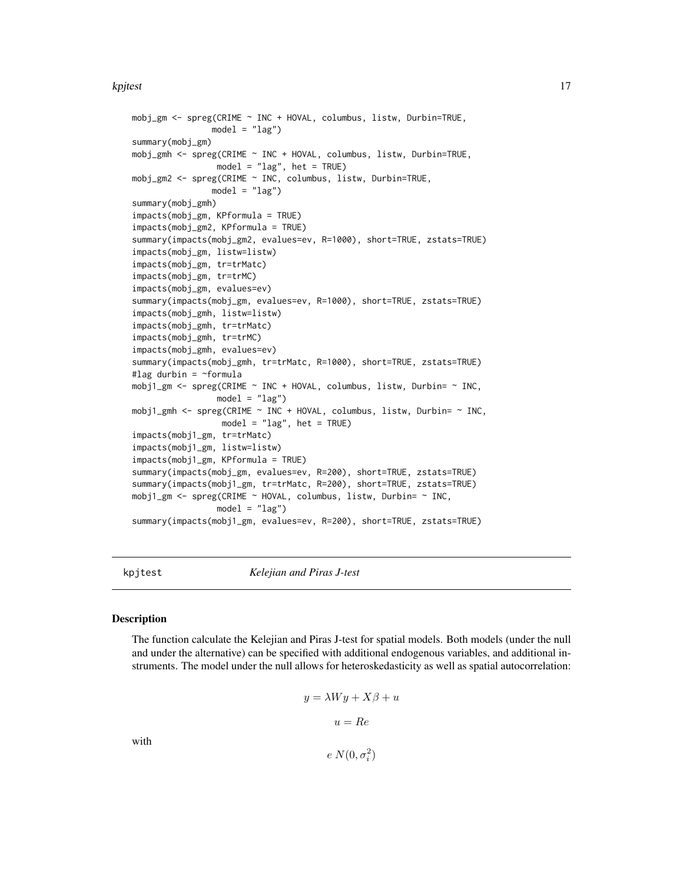```
mobj_gm <- spreg(CRIME ~ INC + HOVAL, columbus, listw, Durbin=TRUE,
               model = "lag")
summary(mobj_gm)
mobj_gmh <- spreg(CRIME ~ INC + HOVAL, columbus, listw, Durbin=TRUE,
                model = "lag", het = TRUE)
mobj_gm2 <- spreg(CRIME ~ INC, columbus, listw, Durbin=TRUE,
               model = "lag")
summary(mobj_gmh)
impacts(mobj_gm, KPformula = TRUE)
impacts(mobj_gm2, KPformula = TRUE)
summary(impacts(mobj_gm2, evalues=ev, R=1000), short=TRUE, zstats=TRUE)
impacts(mobj_gm, listw=listw)
impacts(mobj_gm, tr=trMatc)
impacts(mobj_gm, tr=trMC)
impacts(mobj_gm, evalues=ev)
summary(impacts(mobj_gm, evalues=ev, R=1000), short=TRUE, zstats=TRUE)
impacts(mobj_gmh, listw=listw)
impacts(mobj_gmh, tr=trMatc)
impacts(mobj_gmh, tr=trMC)
impacts(mobj_gmh, evalues=ev)
summary(impacts(mobj_gmh, tr=trMatc, R=1000), short=TRUE, zstats=TRUE)
#lag durbin = ~formula
mobj1_gm <- spreg(CRIME ~ INC + HOVAL, columbus, listw, Durbin= ~ INC,
                model = "lag")
mobj1_gmh <- spreg(CRIME ~ INC + HOVAL, columbus, listw, Durbin= ~ INC,
                 model = "lag", het = TRUE)
impacts(mobj1_gm, tr=trMatc)
impacts(mobj1_gm, listw=listw)
impacts(mobj1_gm, KPformula = TRUE)
summary(impacts(mobj_gm, evalues=ev, R=200), short=TRUE, zstats=TRUE)
summary(impacts(mobj1_gm, tr=trMatc, R=200), short=TRUE, zstats=TRUE)
mobj1_gm <- spreg(CRIME ~ HOVAL, columbus, listw, Durbin= ~ INC,
                model = "lag")
summary(impacts(mobj1_gm, evalues=ev, R=200), short=TRUE, zstats=TRUE)
```

## kpjtest *Kelejian and Piras J-test*

### Description

The function calculate the Kelejian and Piras J-test for spatial models. Both models (under the null and under the alternative) can be specified with additional endogenous variables, and additional instruments. The model under the null allows for heteroskedasticity as well as spatial autocorrelation:

$$y = \lambda W y + X\beta + u$$

$$u = Re$$

with

$$e\ N(0, \sigma_i^2)$$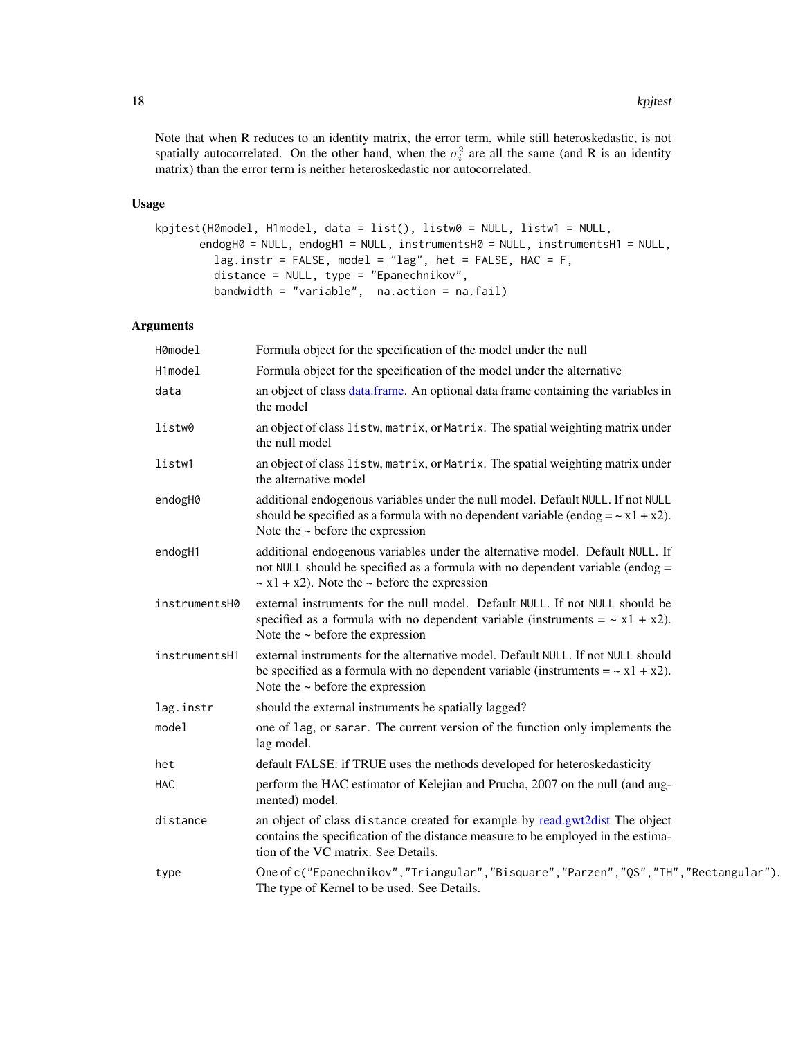Note that when R reduces to an identity matrix, the error term, while still heteroskedastic, is not spatially autocorrelated. On the other hand, when the $\sigma_i^2$ are all the same (and R is an identity matrix) than the error term is neither heteroskedastic nor autocorrelated.

## Usage

```
kpjtest(H0model, H1model, data = list(), listw0 = NULL, listw1 = NULL,
       endogH0 = NULL, endogH1 = NULL, instrumentsH0 = NULL, instrumentsH1 = NULL,
         lag.instr = FALSE, model = "lag", het = FALSE, HAC = F,
         distance = NULL, type = "Epanechnikov",
         bandwidth = "variable",  na.action = na.fail)
```

## Arguments

| | |
|---|---|
| `H0model` | Formula object for the specification of the model under the null |
| `H1model` | Formula object for the specification of the model under the alternative |
| `data` | an object of class data.frame. An optional data frame containing the variables in the model |
| `listw0` | an object of class `listw`, `matrix`, or `Matrix`. The spatial weighting matrix under the null model |
| `listw1` | an object of class `listw`, `matrix`, or `Matrix`. The spatial weighting matrix under the alternative model |
| `endogH0` | additional endogenous variables under the null model. Default `NULL`. If not `NULL` should be specified as a formula with no dependent variable (endog = ~ x1 + x2). Note the ~ before the expression |
| `endogH1` | additional endogenous variables under the alternative model. Default `NULL`. If not `NULL` should be specified as a formula with no dependent variable (endog = ~ x1 + x2). Note the ~ before the expression |
| `instrumentsH0` | external instruments for the null model. Default `NULL`. If not `NULL` should be specified as a formula with no dependent variable (instruments = ~ x1 + x2). Note the ~ before the expression |
| `instrumentsH1` | external instruments for the alternative model. Default `NULL`. If not `NULL` should be specified as a formula with no dependent variable (instruments = ~ x1 + x2). Note the ~ before the expression |
| `lag.instr` | should the external instruments be spatially lagged? |
| `model` | one of `lag`, or `sarar`. The current version of the function only implements the lag model. |
| `het` | default FALSE: if TRUE uses the methods developed for heteroskedasticity |
| `HAC` | perform the HAC estimator of Kelejian and Prucha, 2007 on the null (and augmented) model. |
| `distance` | an object of class `distance` created for example by read.gwt2dist The object contains the specification of the distance measure to be employed in the estimation of the VC matrix. See Details. |
| `type` | One of `c("Epanechnikov","Triangular","Bisquare","Parzen","QS","TH","Rectangular")`. The type of Kernel to be used. See Details. |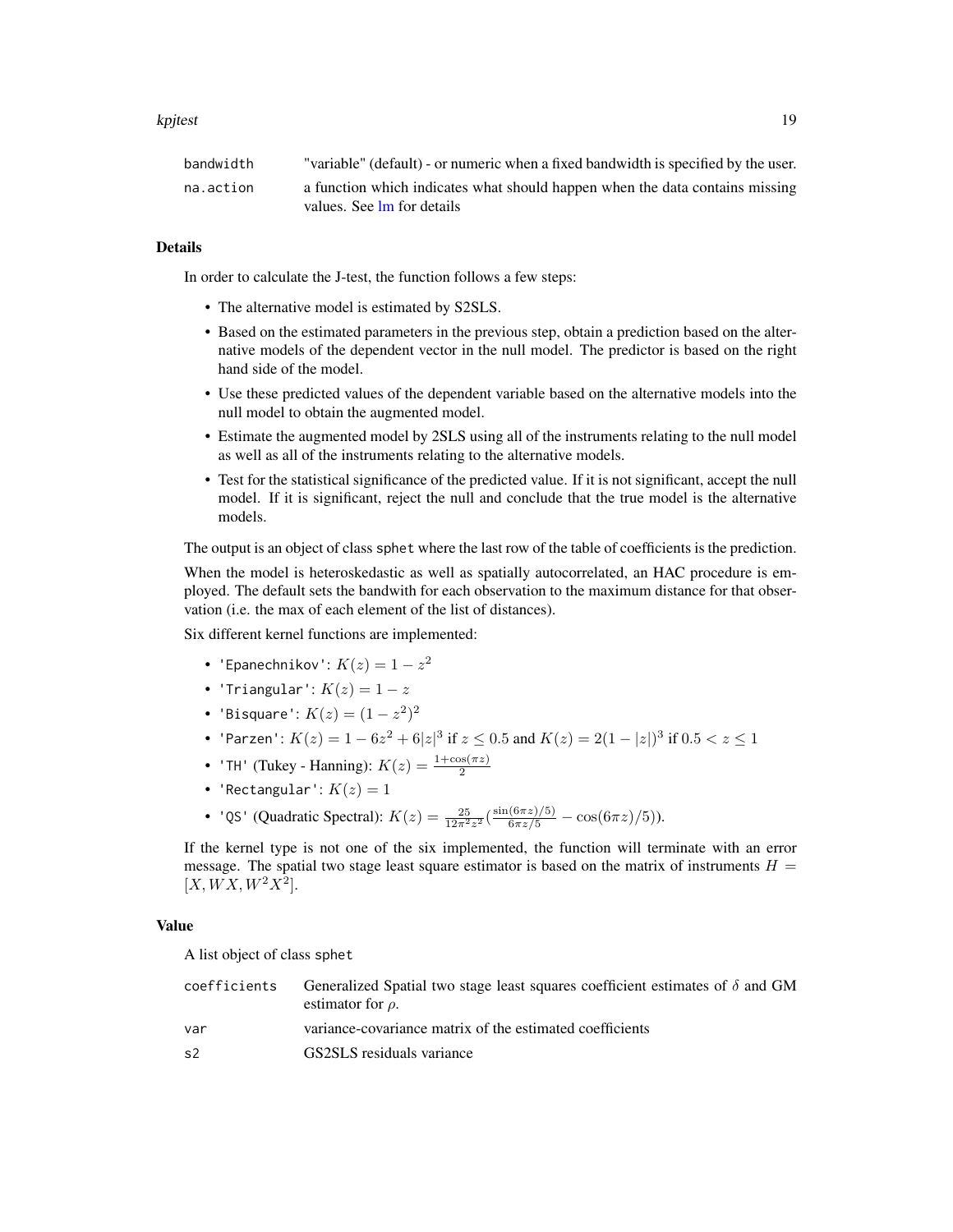| | |
|---|---|
| bandwidth | "variable" (default) - or numeric when a fixed bandwidth is specified by the user. |
| na.action | a function which indicates what should happen when the data contains missing values. See lm for details |

## Details

In order to calculate the J-test, the function follows a few steps:

- The alternative model is estimated by S2SLS.
- Based on the estimated parameters in the previous step, obtain a prediction based on the alternative models of the dependent vector in the null model. The predictor is based on the right hand side of the model.
- Use these predicted values of the dependent variable based on the alternative models into the null model to obtain the augmented model.
- Estimate the augmented model by 2SLS using all of the instruments relating to the null model as well as all of the instruments relating to the alternative models.
- Test for the statistical significance of the predicted value. If it is not significant, accept the null model. If it is significant, reject the null and conclude that the true model is the alternative models.

The output is an object of class sphet where the last row of the table of coefficients is the prediction.

When the model is heteroskedastic as well as spatially autocorrelated, an HAC procedure is employed. The default sets the bandwith for each observation to the maximum distance for that observation (i.e. the max of each element of the list of distances).

Six different kernel functions are implemented:

- 'Epanechnikov': $K(z) = 1 - z^2$
- 'Triangular': $K(z) = 1 - z$
- 'Bisquare': $K(z) = (1 - z^2)^2$
- 'Parzen': $K(z) = 1 - 6z^2 + 6|z|^3$ if $z \leq 0.5$ and $K(z) = 2(1 - |z|)^3$ if $0.5 < z \leq 1$
- 'TH' (Tukey - Hanning): $K(z) = \frac{1+\cos(\pi z)}{2}$
- 'Rectangular': $K(z) = 1$
- 'QS' (Quadratic Spectral): $K(z) = \frac{25}{12\pi^2 z^2}(\frac{\sin(6\pi z)/5)}{6\pi z/5} - \cos(6\pi z)/5))$.

If the kernel type is not one of the six implemented, the function will terminate with an error message. The spatial two stage least square estimator is based on the matrix of instruments $H = [X, WX, W^2X^2]$.

## Value

A list object of class sphet

| | |
|---|---|
| coefficients | Generalized Spatial two stage least squares coefficient estimates of $\delta$ and GM estimator for $\rho$. |
| var | variance-covariance matrix of the estimated coefficients |
| s2 | GS2SLS residuals variance |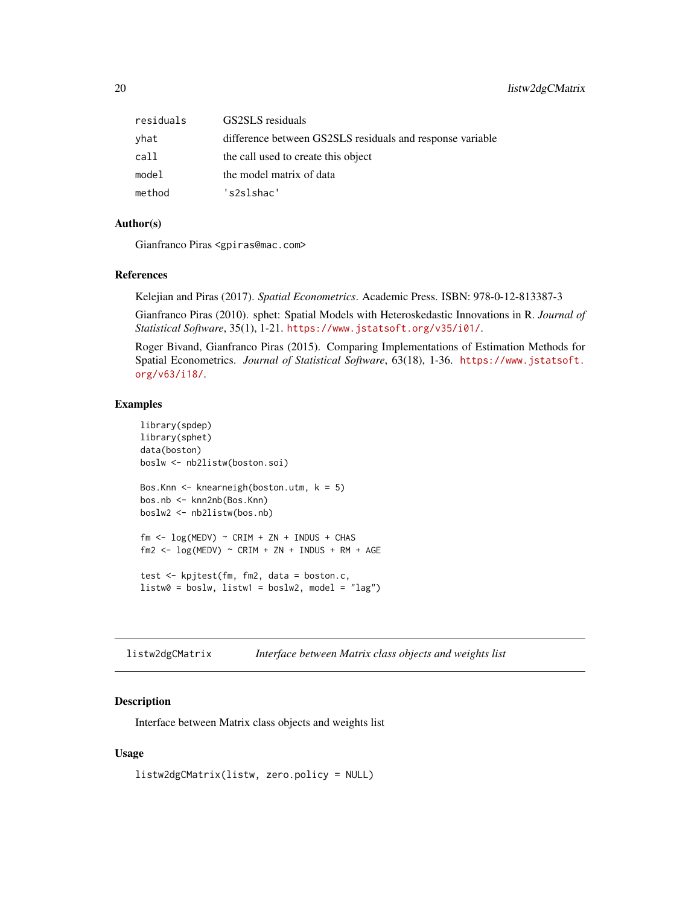| | |
|---|---|
| residuals | GS2SLS residuals |
| yhat | difference between GS2SLS residuals and response variable |
| call | the call used to create this object |
| model | the model matrix of data |
| method | 's2slshac' |

### Author(s)

Gianfranco Piras <gpiras@mac.com>

### References

Kelejian and Piras (2017). *Spatial Econometrics*. Academic Press. ISBN: 978-0-12-813387-3

Gianfranco Piras (2010). sphet: Spatial Models with Heteroskedastic Innovations in R. *Journal of Statistical Software*, 35(1), 1-21. https://www.jstatsoft.org/v35/i01/.

Roger Bivand, Gianfranco Piras (2015). Comparing Implementations of Estimation Methods for Spatial Econometrics. *Journal of Statistical Software*, 63(18), 1-36. https://www.jstatsoft.org/v63/i18/.

### Examples

```
library(spdep)
library(sphet)
data(boston)
boslw <- nb2listw(boston.soi)

Bos.Knn <- knearneigh(boston.utm, k = 5)
bos.nb <- knn2nb(Bos.Knn)
boslw2 <- nb2listw(bos.nb)

fm <- log(MEDV) ~ CRIM + ZN + INDUS + CHAS
fm2 <- log(MEDV) ~ CRIM + ZN + INDUS + RM + AGE

test <- kpjtest(fm, fm2, data = boston.c,
listw0 = boslw, listw1 = boslw2, model = "lag")
```

---

## listw2dgCMatrix    *Interface between Matrix class objects and weights list*

---

### Description

Interface between Matrix class objects and weights list

### Usage

```
listw2dgCMatrix(listw, zero.policy = NULL)
```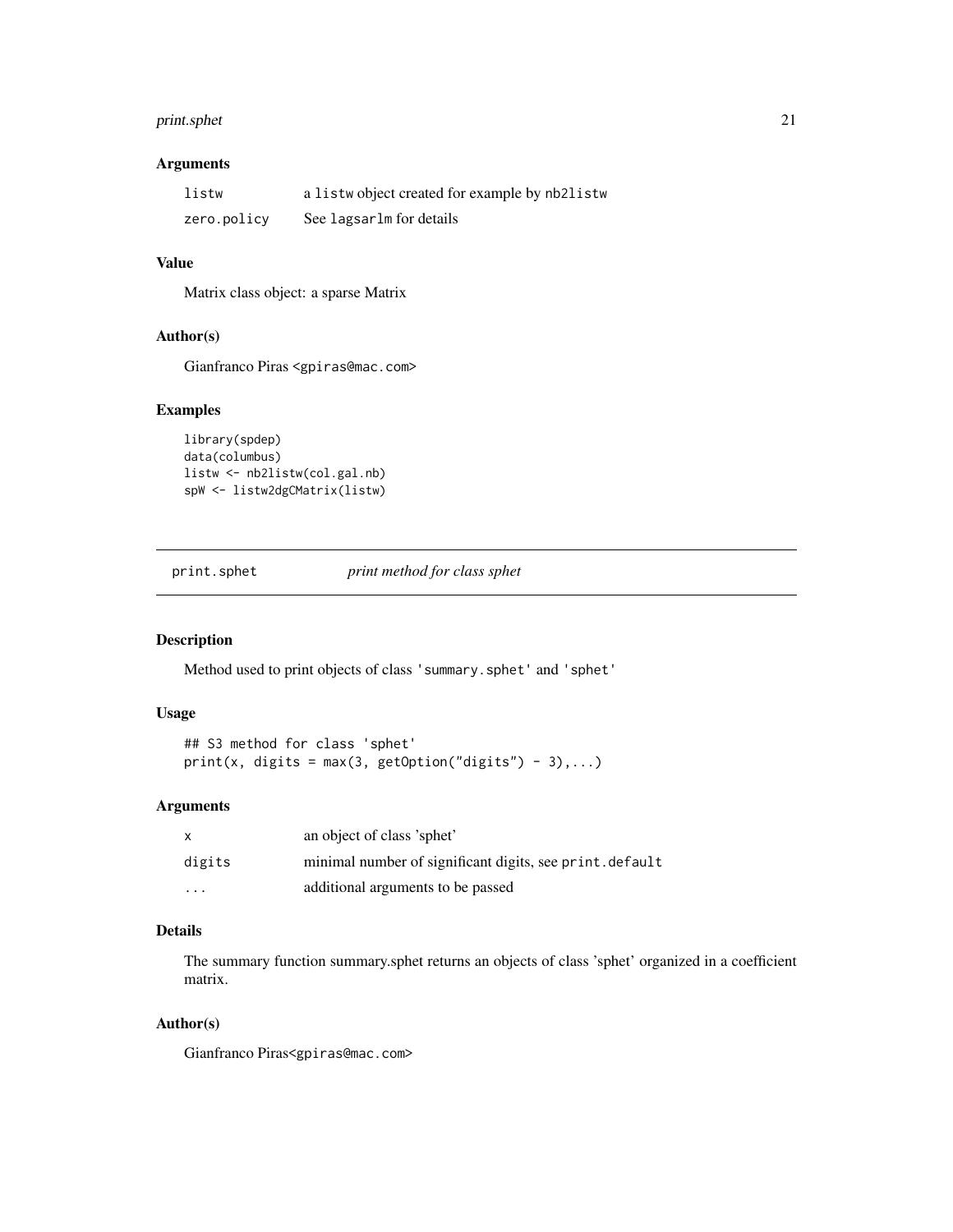### Arguments

| | |
|---|---|
| listw | a listw object created for example by nb2listw |
| zero.policy | See lagsarlm for details |

### Value

Matrix class object: a sparse Matrix

### Author(s)

Gianfranco Piras <gpiras@mac.com>

### Examples

```
library(spdep)
data(columbus)
listw <- nb2listw(col.gal.nb)
spW <- listw2dgCMatrix(listw)
```

---

## print.sphet *print method for class sphet*

---

### Description

Method used to print objects of class 'summary.sphet' and 'sphet'

### Usage

```
## S3 method for class 'sphet'
print(x, digits = max(3, getOption("digits") - 3),...)
```

### Arguments

| | |
|---|---|
| x | an object of class 'sphet' |
| digits | minimal number of significant digits, see print.default |
| ... | additional arguments to be passed |

### Details

The summary function summary.sphet returns an objects of class 'sphet' organized in a coefficient matrix.

### Author(s)

Gianfranco Piras<gpiras@mac.com>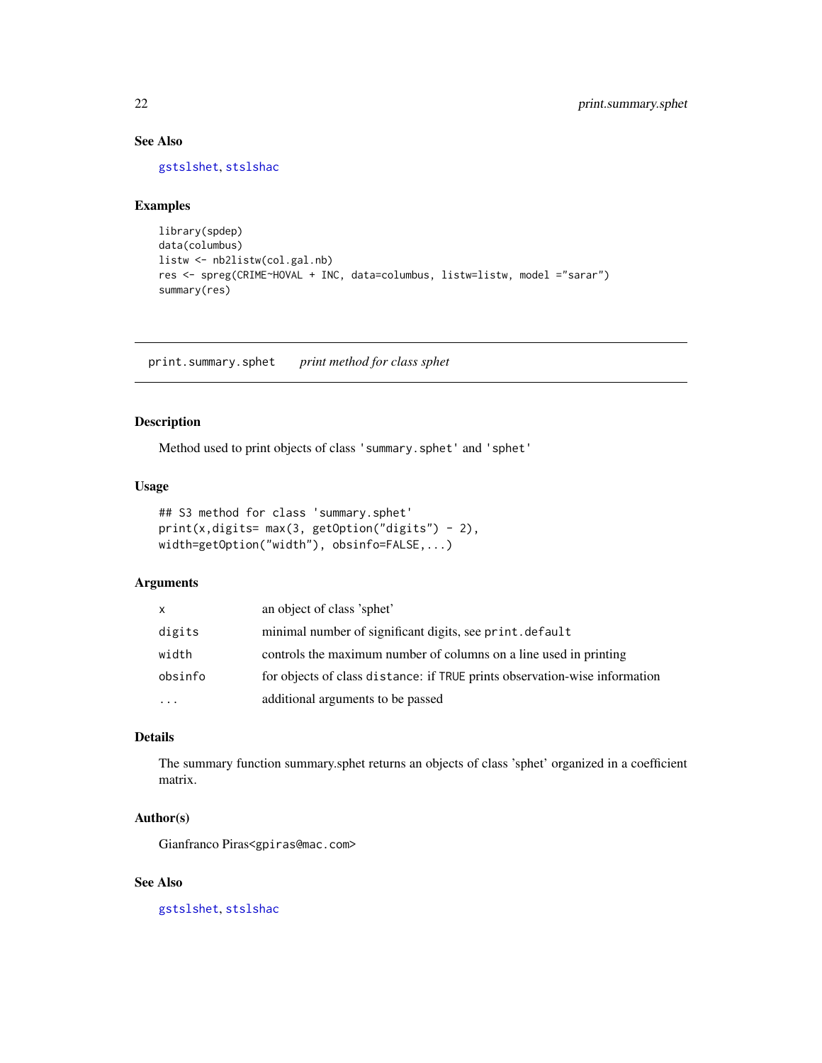## See Also

`gstslshet`, `stslshac`

## Examples

```
library(spdep)
data(columbus)
listw <- nb2listw(col.gal.nb)
res <- spreg(CRIME~HOVAL + INC, data=columbus, listw=listw, model ="sarar")
summary(res)
```

---

# print.summary.sphet    *print method for class sphet*

---

## Description

Method used to print objects of class `'summary.sphet'` and `'sphet'`

## Usage

```
## S3 method for class 'summary.sphet'
print(x,digits= max(3, getOption("digits") - 2),
width=getOption("width"), obsinfo=FALSE,...)
```

## Arguments

| | |
|---|---|
| `x` | an object of class 'sphet' |
| `digits` | minimal number of significant digits, see `print.default` |
| `width` | controls the maximum number of columns on a line used in printing |
| `obsinfo` | for objects of class `distance`: if `TRUE` prints observation-wise information |
| `...` | additional arguments to be passed |

## Details

The summary function summary.sphet returns an objects of class 'sphet' organized in a coefficient matrix.

## Author(s)

Gianfranco Piras<`gpiras@mac.com`>

## See Also

`gstslshet`, `stslshac`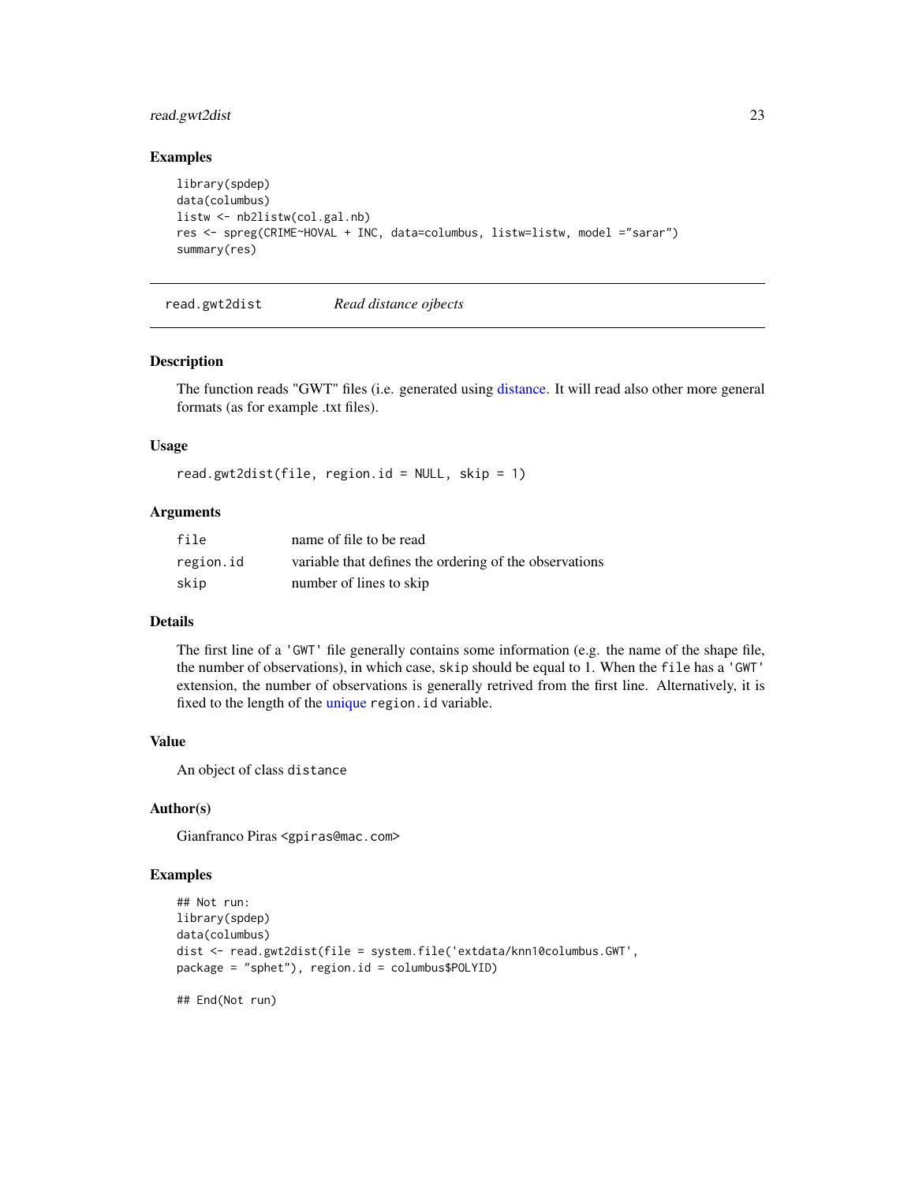### Examples

```
library(spdep)
data(columbus)
listw <- nb2listw(col.gal.nb)
res <- spreg(CRIME~HOVAL + INC, data=columbus, listw=listw, model ="sarar")
summary(res)
```

---

## read.gwt2dist — *Read distance ojbects*

### Description

The function reads "GWT" files (i.e. generated using distance. It will read also other more general formats (as for example .txt files).

### Usage

```
read.gwt2dist(file, region.id = NULL, skip = 1)
```

### Arguments

| | |
|---|---|
| `file` | name of file to be read |
| `region.id` | variable that defines the ordering of the observations |
| `skip` | number of lines to skip |

### Details

The first line of a 'GWT' file generally contains some information (e.g. the name of the shape file, the number of observations), in which case, `skip` should be equal to 1. When the `file` has a 'GWT' extension, the number of observations is generally retrived from the first line. Alternatively, it is fixed to the length of the unique `region.id` variable.

### Value

An object of class `distance`

### Author(s)

Gianfranco Piras <gpiras@mac.com>

### Examples

```
## Not run:
library(spdep)
data(columbus)
dist <- read.gwt2dist(file = system.file('extdata/knn10columbus.GWT',
package = "sphet"), region.id = columbus$POLYID)

## End(Not run)
```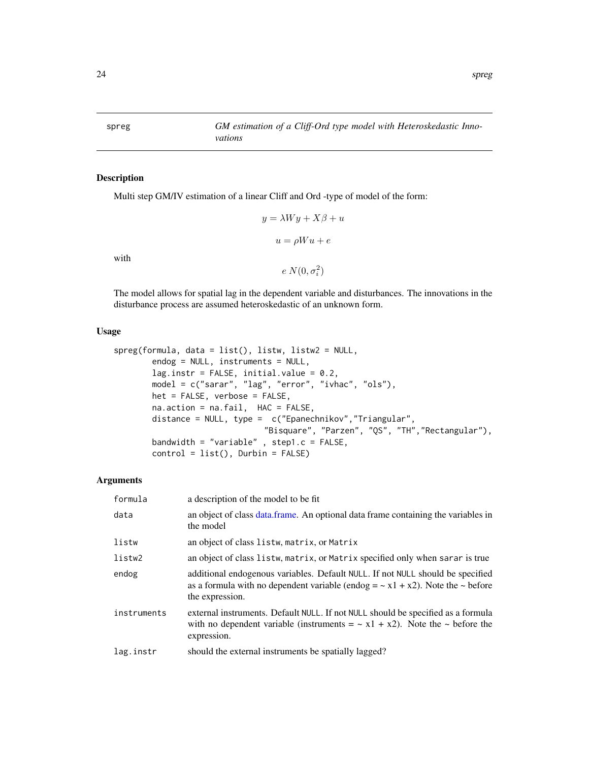# spreg — GM estimation of a Cliff-Ord type model with Heteroskedastic Innovations

## Description

Multi step GM/IV estimation of a linear Cliff and Ord -type of model of the form:

$$y = \lambda W y + X \beta + u$$

$$u = \rho W u + e$$

with

$$e \; N(0, \sigma_i^2)$$

The model allows for spatial lag in the dependent variable and disturbances. The innovations in the disturbance process are assumed heteroskedastic of an unknown form.

## Usage

```
spreg(formula, data = list(), listw, listw2 = NULL,
        endog = NULL, instruments = NULL,
        lag.instr = FALSE, initial.value = 0.2,
        model = c("sarar", "lag", "error", "ivhac", "ols"),
        het = FALSE, verbose = FALSE,
        na.action = na.fail,  HAC = FALSE,
        distance = NULL, type =  c("Epanechnikov","Triangular",
                                "Bisquare", "Parzen", "QS", "TH","Rectangular"),
        bandwidth = "variable" , step1.c = FALSE,
        control = list(), Durbin = FALSE)
```

## Arguments

| | |
|---|---|
| `formula` | a description of the model to be fit |
| `data` | an object of class data.frame. An optional data frame containing the variables in the model |
| `listw` | an object of class `listw`, `matrix`, or `Matrix` |
| `listw2` | an object of class `listw`, `matrix`, or `Matrix` specified only when `sarar` is true |
| `endog` | additional endogenous variables. Default `NULL`. If not `NULL` should be specified as a formula with no dependent variable (endog = ~ x1 + x2). Note the ~ before the expression. |
| `instruments` | external instruments. Default `NULL`. If not `NULL` should be specified as a formula with no dependent variable (instruments = ~ x1 + x2). Note the ~ before the expression. |
| `lag.instr` | should the external instruments be spatially lagged? |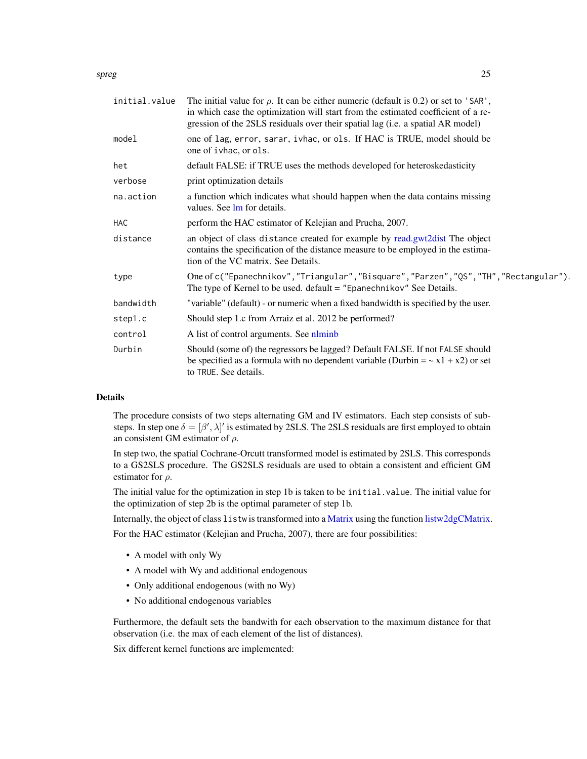| | |
|---|---|
| `initial.value` | The initial value for $\rho$. It can be either numeric (default is 0.2) or set to `'SAR'`, in which case the optimization will start from the estimated coefficient of a regression of the 2SLS residuals over their spatial lag (i.e. a spatial AR model) |
| `model` | one of `lag`, `error`, `sarar`, `ivhac`, or `ols`. If HAC is TRUE, model should be one of `ivhac`, or `ols`. |
| `het` | default FALSE: if TRUE uses the methods developed for heteroskedasticity |
| `verbose` | print optimization details |
| `na.action` | a function which indicates what should happen when the data contains missing values. See lm for details. |
| `HAC` | perform the HAC estimator of Kelejian and Prucha, 2007. |
| `distance` | an object of class `distance` created for example by read.gwt2dist The object contains the specification of the distance measure to be employed in the estimation of the VC matrix. See Details. |
| `type` | One of `c("Epanechnikov","Triangular","Bisquare","Parzen","QS","TH","Rectangular")`. The type of Kernel to be used. default = `"Epanechnikov"` See Details. |
| `bandwidth` | "variable" (default) - or numeric when a fixed bandwidth is specified by the user. |
| `step1.c` | Should step 1.c from Arraiz et al. 2012 be performed? |
| `control` | A list of control arguments. See nlminb |
| `Durbin` | Should (some of) the regressors be lagged? Default FALSE. If not `FALSE` should be specified as a formula with no dependent variable (Durbin = ~ x1 + x2) or set to `TRUE`. See details. |

## Details

The procedure consists of two steps alternating GM and IV estimators. Each step consists of sub-steps. In step one $\delta = [\beta', \lambda]'$ is estimated by 2SLS. The 2SLS residuals are first employed to obtain an consistent GM estimator of $\rho$.

In step two, the spatial Cochrane-Orcutt transformed model is estimated by 2SLS. This corresponds to a GS2SLS procedure. The GS2SLS residuals are used to obtain a consistent and efficient GM estimator for $\rho$.

The initial value for the optimization in step 1b is taken to be `initial.value`. The initial value for the optimization of step 2b is the optimal parameter of step 1b.

Internally, the object of class `listw` is transformed into a Matrix using the function listw2dgCMatrix.

For the HAC estimator (Kelejian and Prucha, 2007), there are four possibilities:

- A model with only Wy
- A model with Wy and additional endogenous
- Only additional endogenous (with no Wy)
- No additional endogenous variables

Furthermore, the default sets the bandwith for each observation to the maximum distance for that observation (i.e. the max of each element of the list of distances).

Six different kernel functions are implemented: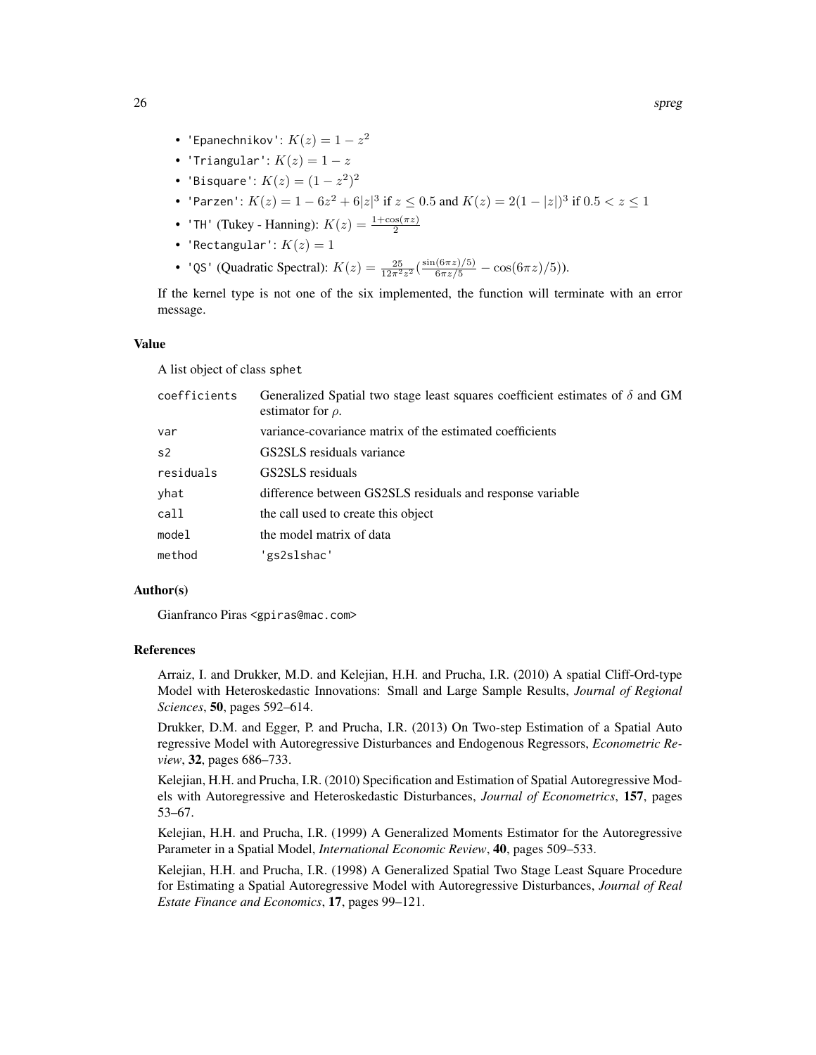- 'Epanechnikov': $K(z) = 1 - z^2$
- 'Triangular': $K(z) = 1 - z$
- 'Bisquare': $K(z) = (1 - z^2)^2$
- 'Parzen': $K(z) = 1 - 6z^2 + 6|z|^3$ if $z \leq 0.5$ and $K(z) = 2(1 - |z|)^3$ if $0.5 < z \leq 1$
- 'TH' (Tukey - Hanning): $K(z) = \frac{1+\cos(\pi z)}{2}$
- 'Rectangular': $K(z) = 1$
- 'QS' (Quadratic Spectral): $K(z) = \frac{25}{12\pi^2 z^2}(\frac{\sin(6\pi z)/5)}{6\pi z/5} - \cos(6\pi z)/5))$.

If the kernel type is not one of the six implemented, the function will terminate with an error message.

### Value

A list object of class sphet

| | |
|---|---|
| coefficients | Generalized Spatial two stage least squares coefficient estimates of $\delta$ and GM estimator for $\rho$. |
| var | variance-covariance matrix of the estimated coefficients |
| s2 | GS2SLS residuals variance |
| residuals | GS2SLS residuals |
| yhat | difference between GS2SLS residuals and response variable |
| call | the call used to create this object |
| model | the model matrix of data |
| method | 'gs2slshac' |

### Author(s)

Gianfranco Piras <gpiras@mac.com>

### References

Arraiz, I. and Drukker, M.D. and Kelejian, H.H. and Prucha, I.R. (2010) A spatial Cliff-Ord-type Model with Heteroskedastic Innovations: Small and Large Sample Results, *Journal of Regional Sciences*, **50**, pages 592–614.

Drukker, D.M. and Egger, P. and Prucha, I.R. (2013) On Two-step Estimation of a Spatial Auto regressive Model with Autoregressive Disturbances and Endogenous Regressors, *Econometric Review*, **32**, pages 686–733.

Kelejian, H.H. and Prucha, I.R. (2010) Specification and Estimation of Spatial Autoregressive Models with Autoregressive and Heteroskedastic Disturbances, *Journal of Econometrics*, **157**, pages 53–67.

Kelejian, H.H. and Prucha, I.R. (1999) A Generalized Moments Estimator for the Autoregressive Parameter in a Spatial Model, *International Economic Review*, **40**, pages 509–533.

Kelejian, H.H. and Prucha, I.R. (1998) A Generalized Spatial Two Stage Least Square Procedure for Estimating a Spatial Autoregressive Model with Autoregressive Disturbances, *Journal of Real Estate Finance and Economics*, **17**, pages 99–121.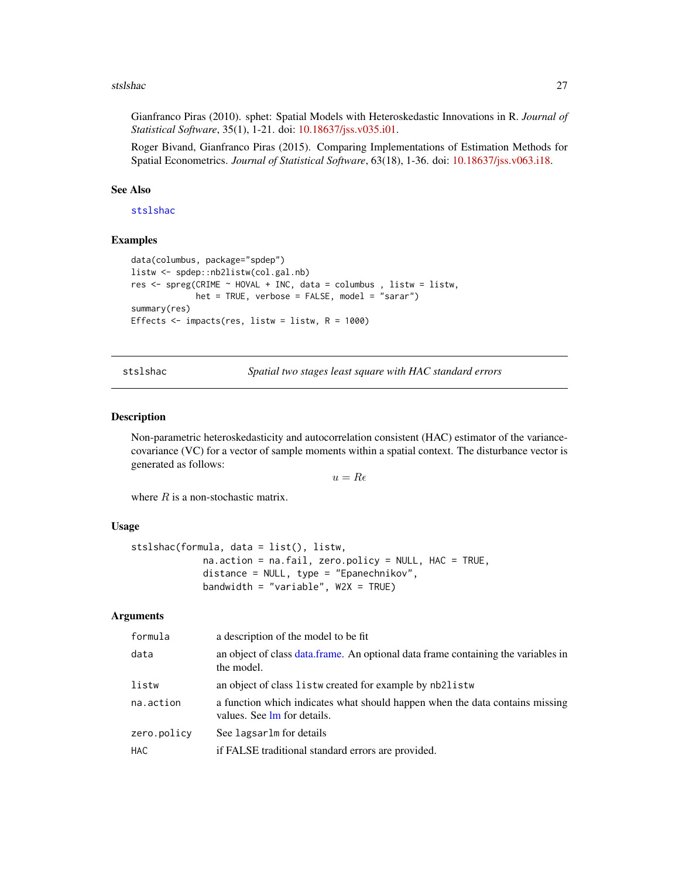Gianfranco Piras (2010). sphet: Spatial Models with Heteroskedastic Innovations in R. *Journal of Statistical Software*, 35(1), 1-21. doi: 10.18637/jss.v035.i01.

Roger Bivand, Gianfranco Piras (2015). Comparing Implementations of Estimation Methods for Spatial Econometrics. *Journal of Statistical Software*, 63(18), 1-36. doi: 10.18637/jss.v063.i18.

### See Also

stslshac

### Examples

```
data(columbus, package="spdep")
listw <- spdep::nb2listw(col.gal.nb)
res <- spreg(CRIME ~ HOVAL + INC, data = columbus , listw = listw,
             het = TRUE, verbose = FALSE, model = "sarar")
summary(res)
Effects <- impacts(res, listw = listw, R = 1000)
```

---

## stslshac — *Spatial two stages least square with HAC standard errors*

### Description

Non-parametric heteroskedasticity and autocorrelation consistent (HAC) estimator of the variance-covariance (VC) for a vector of sample moments within a spatial context. The disturbance vector is generated as follows:

$$u = R\epsilon$$

where $R$ is a non-stochastic matrix.

### Usage

```
stslshac(formula, data = list(), listw,
            na.action = na.fail, zero.policy = NULL, HAC = TRUE,
            distance = NULL, type = "Epanechnikov",
            bandwidth = "variable", W2X = TRUE)
```

### Arguments

| | |
|---|---|
| formula | a description of the model to be fit |
| data | an object of class data.frame. An optional data frame containing the variables in the model. |
| listw | an object of class `listw` created for example by `nb2listw` |
| na.action | a function which indicates what should happen when the data contains missing values. See lm for details. |
| zero.policy | See `lagsarlm` for details |
| HAC | if FALSE traditional standard errors are provided. |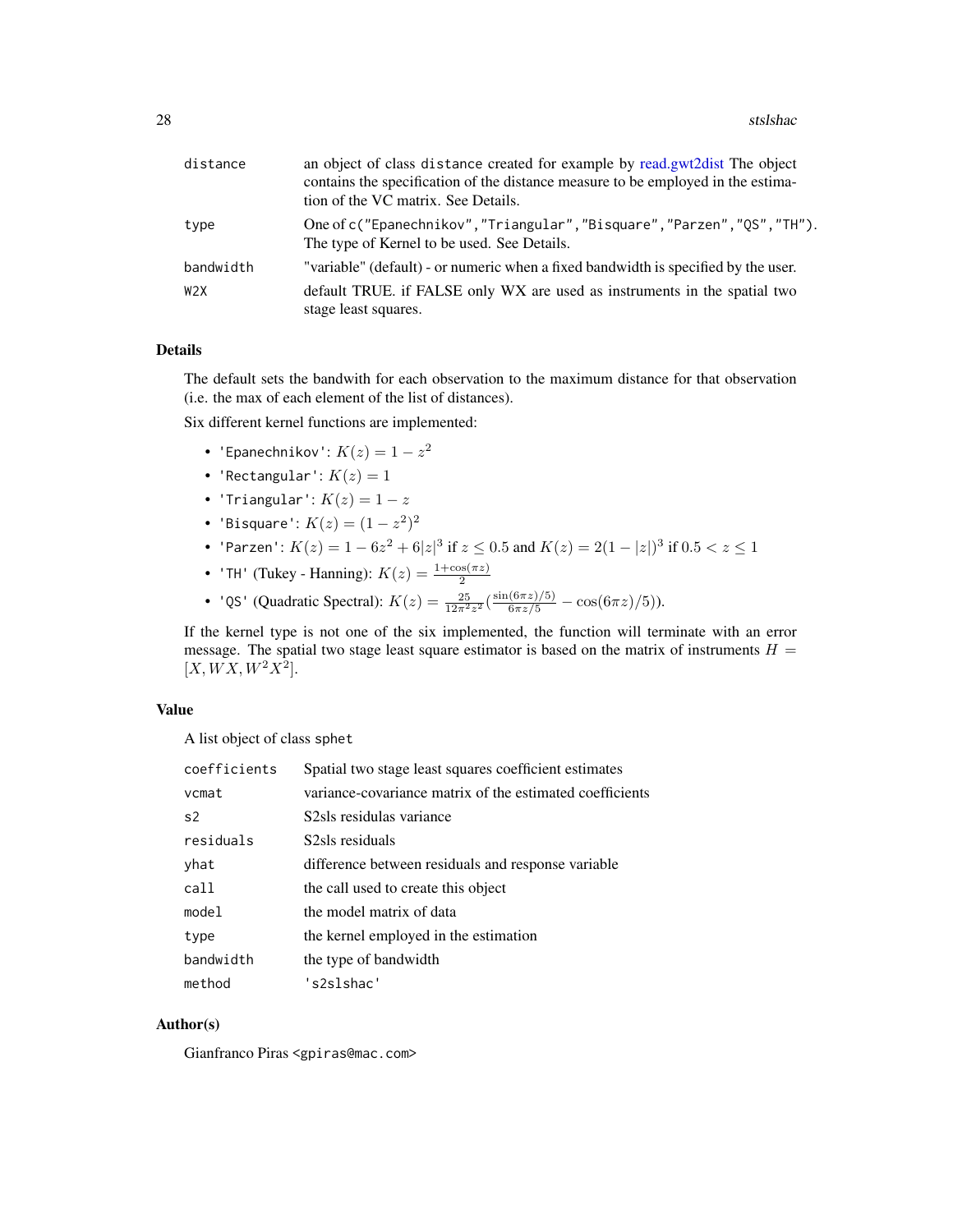| | |
|---|---|
| distance | an object of class distance created for example by read.gwt2dist The object contains the specification of the distance measure to be employed in the estimation of the VC matrix. See Details. |
| type | One of c("Epanechnikov","Triangular","Bisquare","Parzen","QS","TH"). The type of Kernel to be used. See Details. |
| bandwidth | "variable" (default) - or numeric when a fixed bandwidth is specified by the user. |
| W2X | default TRUE. if FALSE only WX are used as instruments in the spatial two stage least squares. |

## Details

The default sets the bandwith for each observation to the maximum distance for that observation (i.e. the max of each element of the list of distances).

Six different kernel functions are implemented:

- 'Epanechnikov': $K(z) = 1 - z^2$
- 'Rectangular': $K(z) = 1$
- 'Triangular': $K(z) = 1 - z$
- 'Bisquare': $K(z) = (1 - z^2)^2$
- 'Parzen': $K(z) = 1 - 6z^2 + 6|z|^3$ if $z \leq 0.5$ and $K(z) = 2(1 - |z|)^3$ if $0.5 < z \leq 1$
- 'TH' (Tukey - Hanning): $K(z) = \frac{1+\cos(\pi z)}{2}$
- 'QS' (Quadratic Spectral): $K(z) = \frac{25}{12\pi^2 z^2}(\frac{\sin(6\pi z)/5)}{6\pi z/5} - \cos(6\pi z)/5))$.

If the kernel type is not one of the six implemented, the function will terminate with an error message. The spatial two stage least square estimator is based on the matrix of instruments $H = [X, WX, W^2X^2]$.

## Value

A list object of class sphet

| | |
|---|---|
| coefficients | Spatial two stage least squares coefficient estimates |
| vcmat | variance-covariance matrix of the estimated coefficients |
| s2 | S2sls residulas variance |
| residuals | S2sls residuals |
| yhat | difference between residuals and response variable |
| call | the call used to create this object |
| model | the model matrix of data |
| type | the kernel employed in the estimation |
| bandwidth | the type of bandwidth |
| method | 's2slshac' |

## Author(s)

Gianfranco Piras <gpiras@mac.com>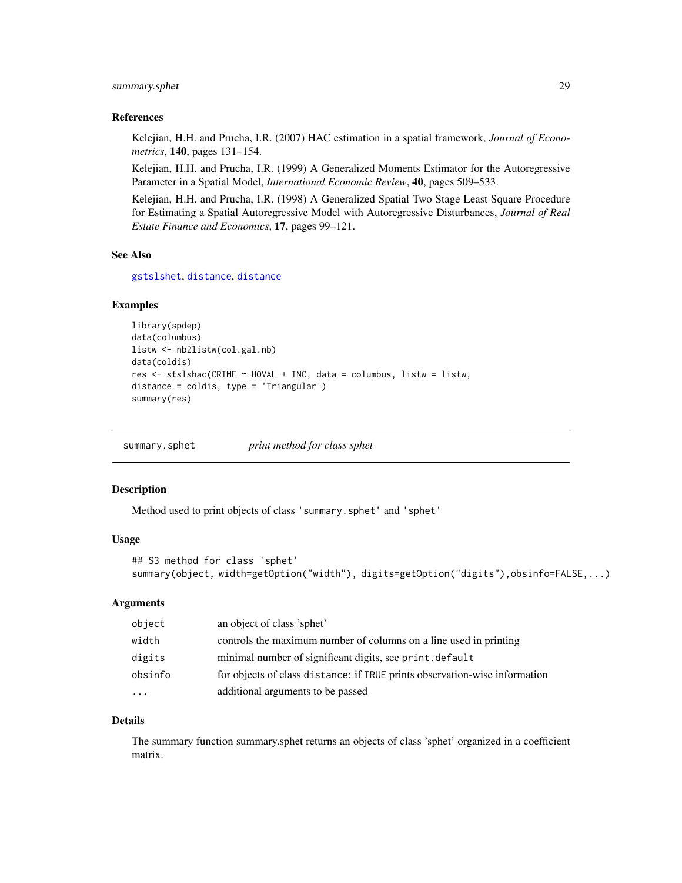## References

Kelejian, H.H. and Prucha, I.R. (2007) HAC estimation in a spatial framework, *Journal of Econometrics*, **140**, pages 131–154.

Kelejian, H.H. and Prucha, I.R. (1999) A Generalized Moments Estimator for the Autoregressive Parameter in a Spatial Model, *International Economic Review*, **40**, pages 509–533.

Kelejian, H.H. and Prucha, I.R. (1998) A Generalized Spatial Two Stage Least Square Procedure for Estimating a Spatial Autoregressive Model with Autoregressive Disturbances, *Journal of Real Estate Finance and Economics*, **17**, pages 99–121.

## See Also

`gstslshet`, `distance`, `distance`

## Examples

```
library(spdep)
data(columbus)
listw <- nb2listw(col.gal.nb)
data(coldis)
res <- stslshac(CRIME ~ HOVAL + INC, data = columbus, listw = listw,
distance = coldis, type = 'Triangular')
summary(res)
```

---

# summary.sphet    *print method for class sphet*

## Description

Method used to print objects of class `'summary.sphet'` and `'sphet'`

## Usage

```
## S3 method for class 'sphet'
summary(object, width=getOption("width"), digits=getOption("digits"),obsinfo=FALSE,...)
```

## Arguments

| | |
|---|---|
| `object` | an object of class 'sphet' |
| `width` | controls the maximum number of columns on a line used in printing |
| `digits` | minimal number of significant digits, see `print.default` |
| `obsinfo` | for objects of class `distance`: if `TRUE` prints observation-wise information |
| `...` | additional arguments to be passed |

## Details

The summary function summary.sphet returns an objects of class 'sphet' organized in a coefficient matrix.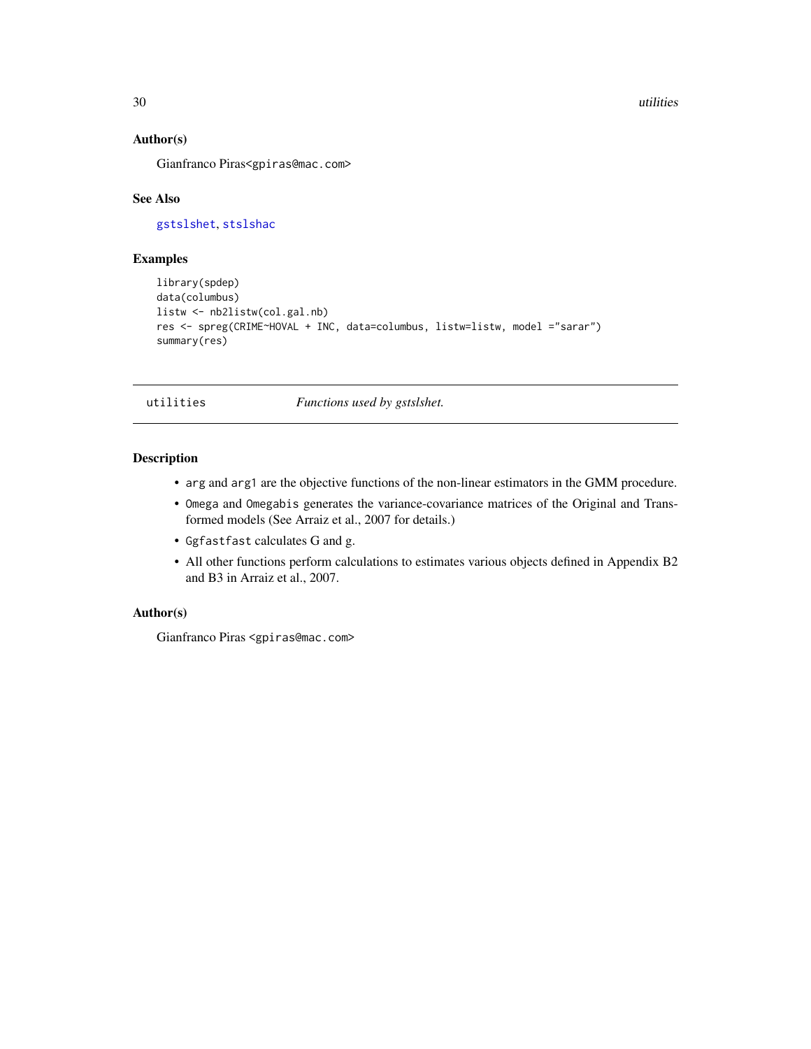### Author(s)

Gianfranco Piras<gpiras@mac.com>

### See Also

gstslshet, stslshac

### Examples

```
library(spdep)
data(columbus)
listw <- nb2listw(col.gal.nb)
res <- spreg(CRIME~HOVAL + INC, data=columbus, listw=listw, model ="sarar")
summary(res)
```

---

## utilities — *Functions used by gstslshet.*

---

### Description

- `arg` and `arg1` are the objective functions of the non-linear estimators in the GMM procedure.
- `Omega` and `Omegabis` generates the variance-covariance matrices of the Original and Transformed models (See Arraiz et al., 2007 for details.)
- `Ggfastfast` calculates G and g.
- All other functions perform calculations to estimates various objects defined in Appendix B2 and B3 in Arraiz et al., 2007.

### Author(s)

Gianfranco Piras <gpiras@mac.com>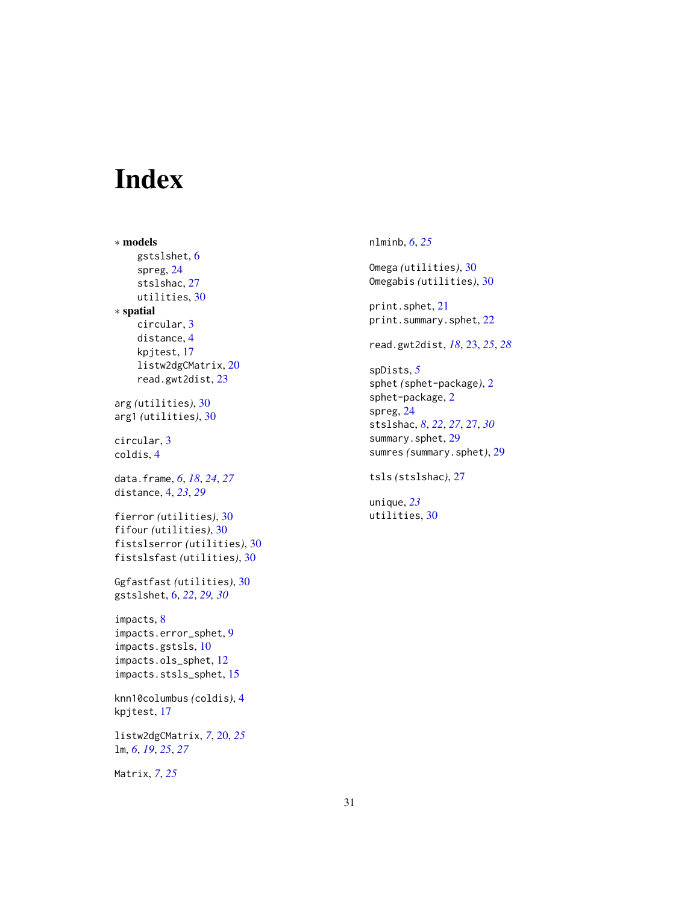# Index

∗ **models**

gstslshet, 6
spreg, 24
stslshac, 27
utilities, 30

∗ **spatial**

circular, 3
distance, 4
kpjtest, 17
listw2dgCMatrix, 20
read.gwt2dist, 23

arg *(utilities)*, 30
arg1 *(utilities)*, 30

circular, 3
coldis, 4

data.frame, *6*, *18*, *24*, *27*
distance, 4, *23*, *29*

fierror *(utilities)*, 30
fifour *(utilities)*, 30
fistslserror *(utilities)*, 30
fistslsfast *(utilities)*, 30

Ggfastfast *(utilities)*, 30
gstslshet, 6, *22*, *29, 30*

impacts, 8
impacts.error_sphet, 9
impacts.gstsls, 10
impacts.ols_sphet, 12
impacts.stsls_sphet, 15

knn10columbus *(coldis)*, 4
kpjtest, 17

listw2dgCMatrix, *7*, 20, *25*
lm, *6*, *19*, *25*, *27*

Matrix, *7*, *25*

nlminb, *6*, *25*

Omega *(utilities)*, 30
Omegabis *(utilities)*, 30

print.sphet, 21
print.summary.sphet, 22

read.gwt2dist, *18*, 23, *25*, *28*

spDists, *5*
sphet *(sphet-package)*, 2
sphet-package, 2
spreg, 24
stslshac, *8*, *22*, *27*, 27, *30*
summary.sphet, 29
sumres *(summary.sphet)*, 29

tsls *(stslshac)*, 27

unique, *23*
utilities, 30